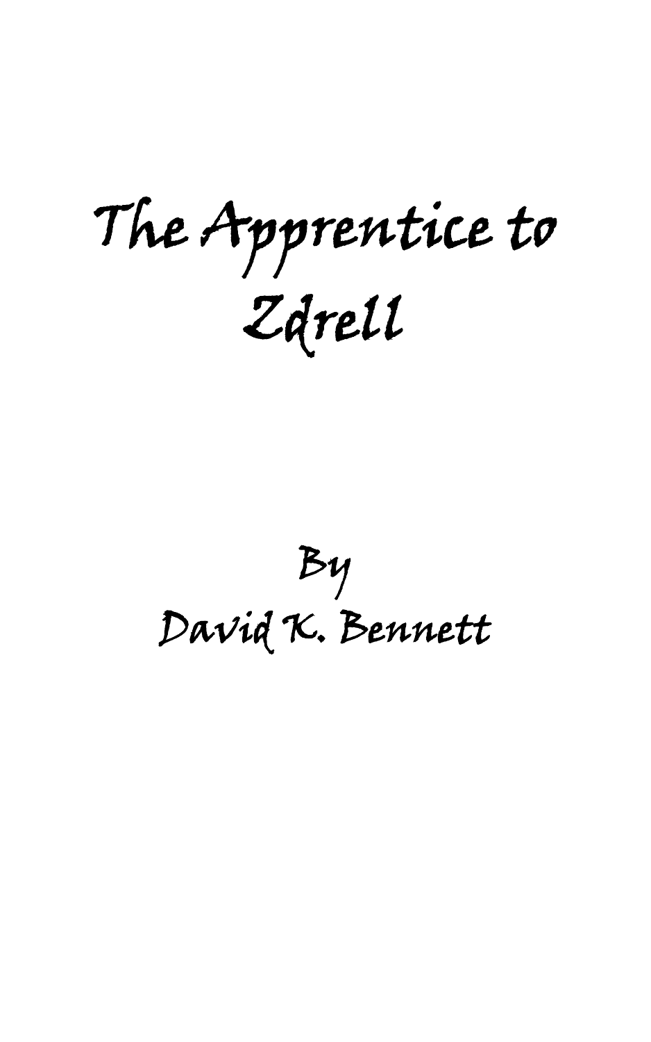# The Apprentice to Zdrell

By

David K. Bennett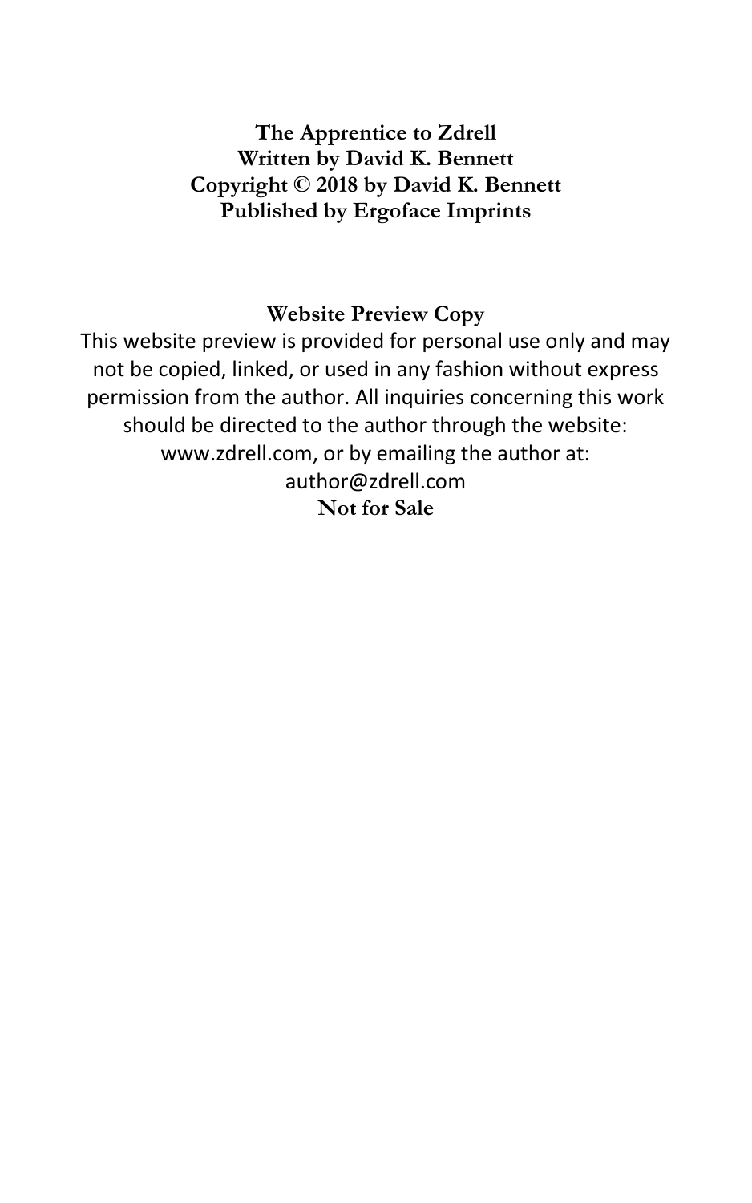**The Apprentice to Zdrell**
**Written by David K. Bennett**
**Copyright © 2018 by David K. Bennett**
**Published by Ergoface Imprints**

**Website Preview Copy**

This website preview is provided for personal use only and may not be copied, linked, or used in any fashion without express permission from the author. All inquiries concerning this work should be directed to the author through the website: www.zdrell.com, or by emailing the author at: author@zdrell.com

**Not for Sale**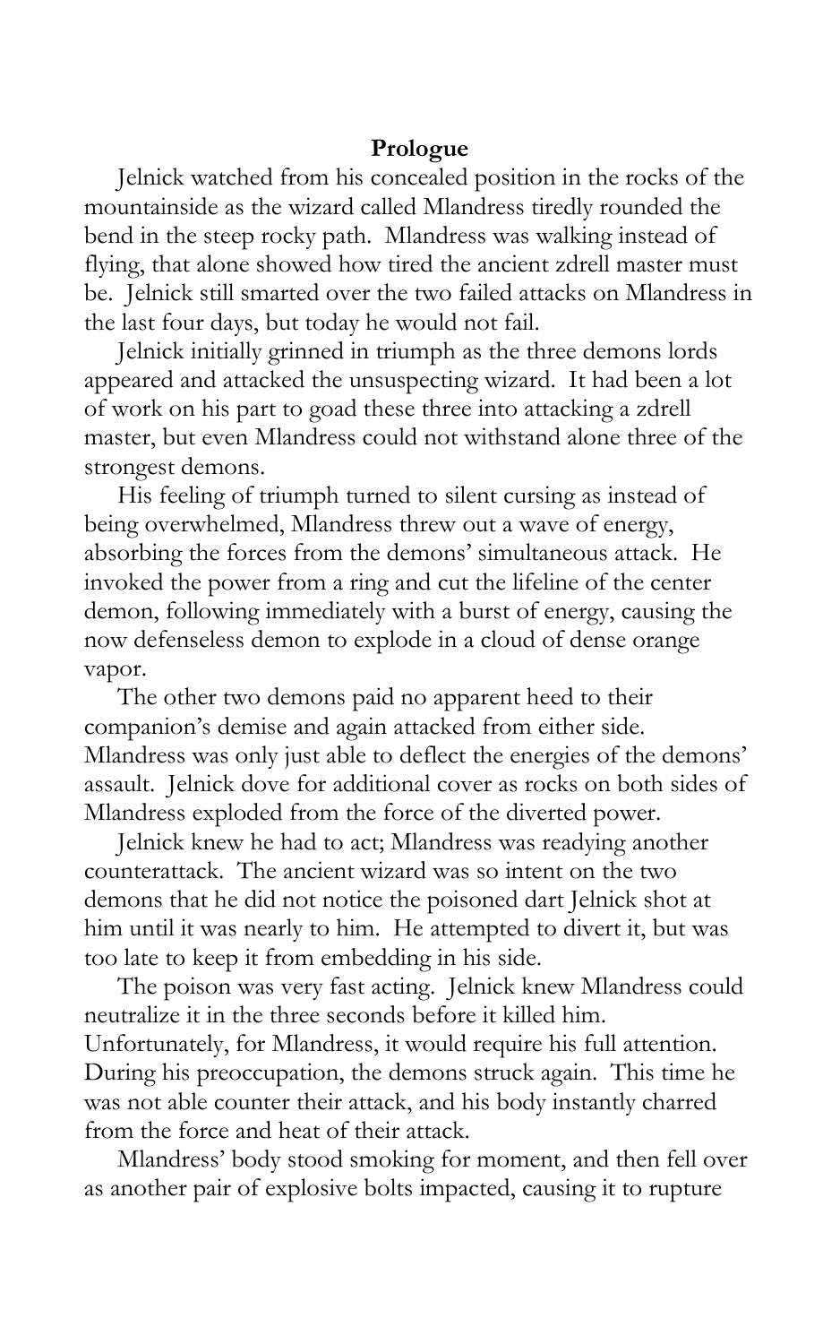## Prologue

Jelnick watched from his concealed position in the rocks of the mountainside as the wizard called Mlandress tiredly rounded the bend in the steep rocky path. Mlandress was walking instead of flying, that alone showed how tired the ancient zdrell master must be. Jelnick still smarted over the two failed attacks on Mlandress in the last four days, but today he would not fail.

Jelnick initially grinned in triumph as the three demons lords appeared and attacked the unsuspecting wizard. It had been a lot of work on his part to goad these three into attacking a zdrell master, but even Mlandress could not withstand alone three of the strongest demons.

His feeling of triumph turned to silent cursing as instead of being overwhelmed, Mlandress threw out a wave of energy, absorbing the forces from the demons' simultaneous attack. He invoked the power from a ring and cut the lifeline of the center demon, following immediately with a burst of energy, causing the now defenseless demon to explode in a cloud of dense orange vapor.

The other two demons paid no apparent heed to their companion's demise and again attacked from either side. Mlandress was only just able to deflect the energies of the demons' assault. Jelnick dove for additional cover as rocks on both sides of Mlandress exploded from the force of the diverted power.

Jelnick knew he had to act; Mlandress was readying another counterattack. The ancient wizard was so intent on the two demons that he did not notice the poisoned dart Jelnick shot at him until it was nearly to him. He attempted to divert it, but was too late to keep it from embedding in his side.

The poison was very fast acting. Jelnick knew Mlandress could neutralize it in the three seconds before it killed him. Unfortunately, for Mlandress, it would require his full attention. During his preoccupation, the demons struck again. This time he was not able counter their attack, and his body instantly charred from the force and heat of their attack.

Mlandress' body stood smoking for moment, and then fell over as another pair of explosive bolts impacted, causing it to rupture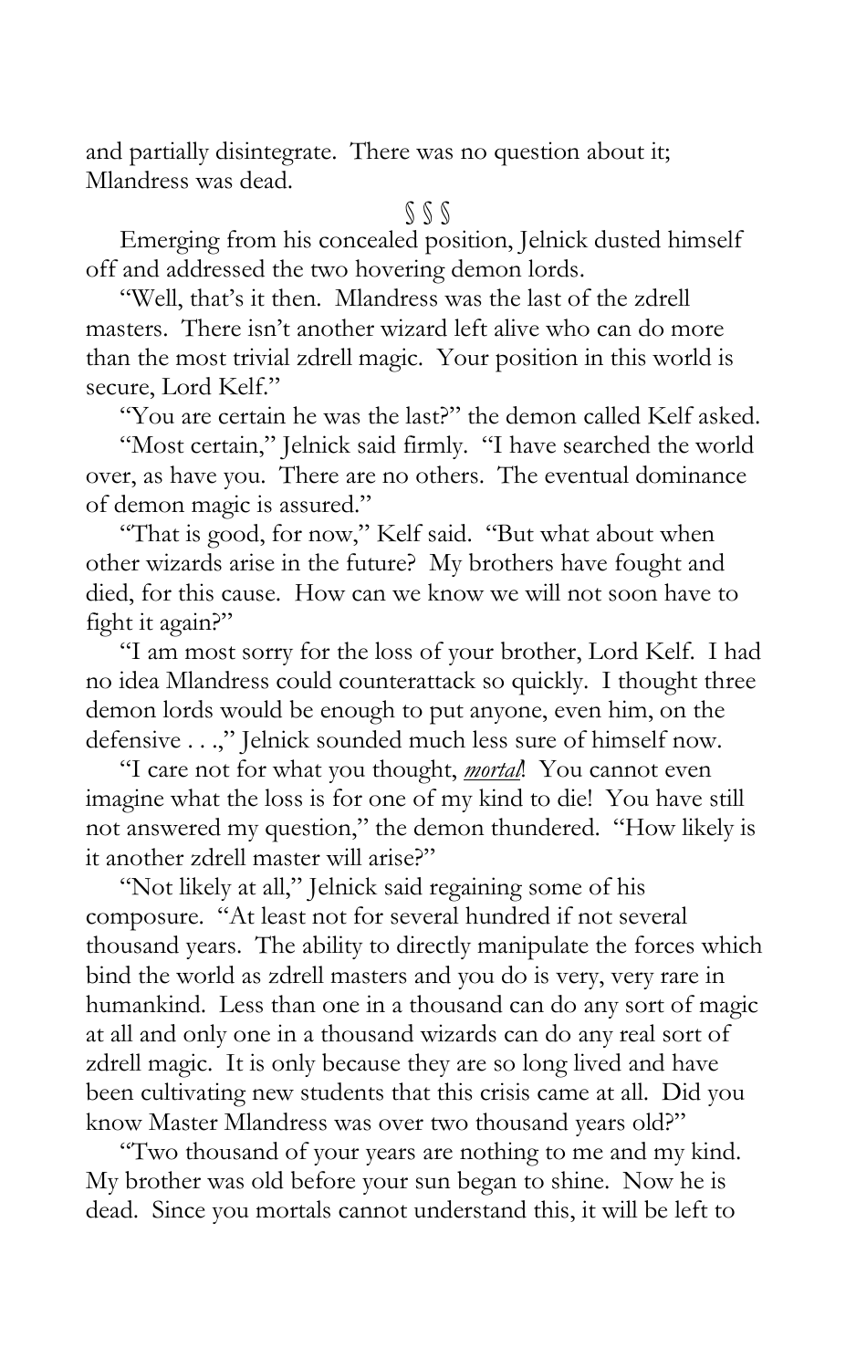and partially disintegrate. There was no question about it; Mlandress was dead.

§ § §

Emerging from his concealed position, Jelnick dusted himself off and addressed the two hovering demon lords.

"Well, that's it then. Mlandress was the last of the zdrell masters. There isn't another wizard left alive who can do more than the most trivial zdrell magic. Your position in this world is secure, Lord Kelf."

"You are certain he was the last?" the demon called Kelf asked.

"Most certain," Jelnick said firmly. "I have searched the world over, as have you. There are no others. The eventual dominance of demon magic is assured."

"That is good, for now," Kelf said. "But what about when other wizards arise in the future? My brothers have fought and died, for this cause. How can we know we will not soon have to fight it again?"

"I am most sorry for the loss of your brother, Lord Kelf. I had no idea Mlandress could counterattack so quickly. I thought three demon lords would be enough to put anyone, even him, on the defensive . . .," Jelnick sounded much less sure of himself now.

"I care not for what you thought, *mortal*! You cannot even imagine what the loss is for one of my kind to die! You have still not answered my question," the demon thundered. "How likely is it another zdrell master will arise?"

"Not likely at all," Jelnick said regaining some of his composure. "At least not for several hundred if not several thousand years. The ability to directly manipulate the forces which bind the world as zdrell masters and you do is very, very rare in humankind. Less than one in a thousand can do any sort of magic at all and only one in a thousand wizards can do any real sort of zdrell magic. It is only because they are so long lived and have been cultivating new students that this crisis came at all. Did you know Master Mlandress was over two thousand years old?"

"Two thousand of your years are nothing to me and my kind. My brother was old before your sun began to shine. Now he is dead. Since you mortals cannot understand this, it will be left to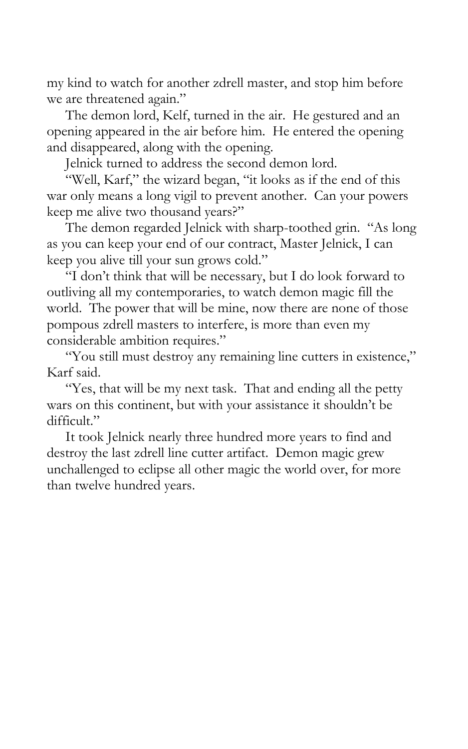my kind to watch for another zdrell master, and stop him before we are threatened again."

The demon lord, Kelf, turned in the air. He gestured and an opening appeared in the air before him. He entered the opening and disappeared, along with the opening.

Jelnick turned to address the second demon lord.

"Well, Karf," the wizard began, "it looks as if the end of this war only means a long vigil to prevent another. Can your powers keep me alive two thousand years?"

The demon regarded Jelnick with sharp-toothed grin. "As long as you can keep your end of our contract, Master Jelnick, I can keep you alive till your sun grows cold."

"I don't think that will be necessary, but I do look forward to outliving all my contemporaries, to watch demon magic fill the world. The power that will be mine, now there are none of those pompous zdrell masters to interfere, is more than even my considerable ambition requires."

"You still must destroy any remaining line cutters in existence," Karf said.

"Yes, that will be my next task. That and ending all the petty wars on this continent, but with your assistance it shouldn't be difficult."

It took Jelnick nearly three hundred more years to find and destroy the last zdrell line cutter artifact. Demon magic grew unchallenged to eclipse all other magic the world over, for more than twelve hundred years.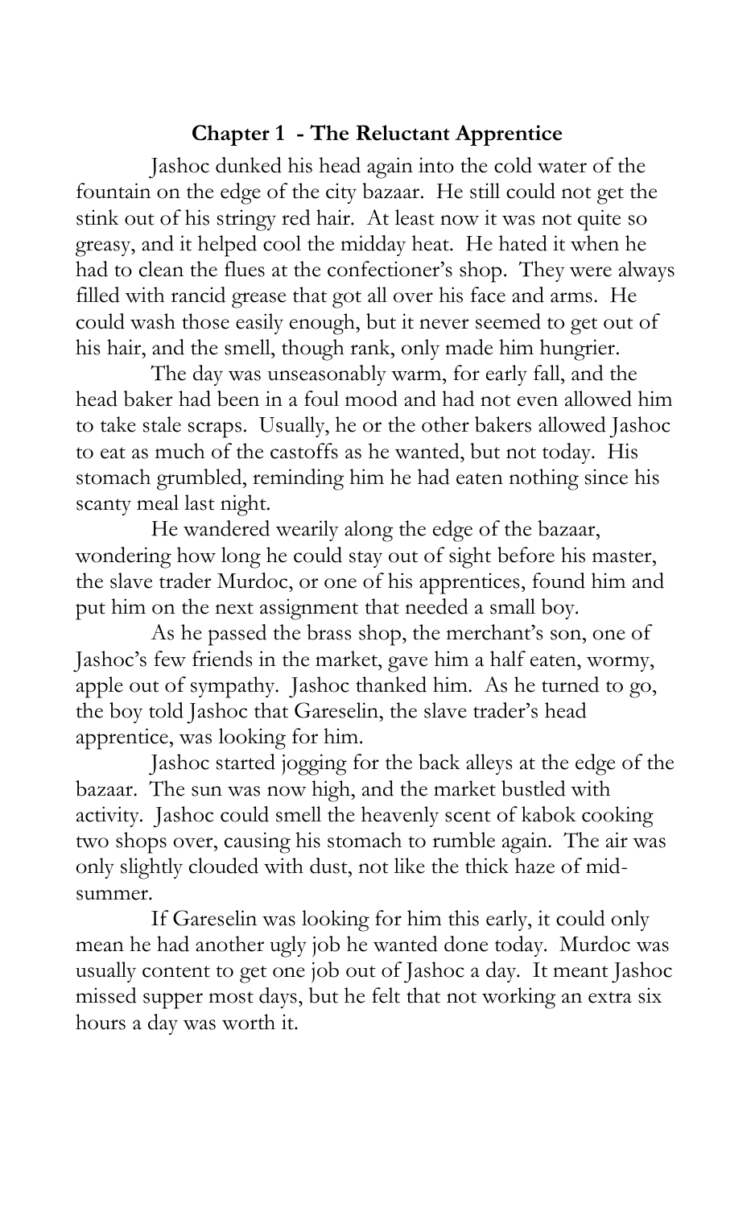## Chapter 1 - The Reluctant Apprentice

Jashoc dunked his head again into the cold water of the fountain on the edge of the city bazaar. He still could not get the stink out of his stringy red hair. At least now it was not quite so greasy, and it helped cool the midday heat. He hated it when he had to clean the flues at the confectioner's shop. They were always filled with rancid grease that got all over his face and arms. He could wash those easily enough, but it never seemed to get out of his hair, and the smell, though rank, only made him hungrier.

The day was unseasonably warm, for early fall, and the head baker had been in a foul mood and had not even allowed him to take stale scraps. Usually, he or the other bakers allowed Jashoc to eat as much of the castoffs as he wanted, but not today. His stomach grumbled, reminding him he had eaten nothing since his scanty meal last night.

He wandered wearily along the edge of the bazaar, wondering how long he could stay out of sight before his master, the slave trader Murdoc, or one of his apprentices, found him and put him on the next assignment that needed a small boy.

As he passed the brass shop, the merchant's son, one of Jashoc's few friends in the market, gave him a half eaten, wormy, apple out of sympathy. Jashoc thanked him. As he turned to go, the boy told Jashoc that Gareselin, the slave trader's head apprentice, was looking for him.

Jashoc started jogging for the back alleys at the edge of the bazaar. The sun was now high, and the market bustled with activity. Jashoc could smell the heavenly scent of kabok cooking two shops over, causing his stomach to rumble again. The air was only slightly clouded with dust, not like the thick haze of mid-summer.

If Gareselin was looking for him this early, it could only mean he had another ugly job he wanted done today. Murdoc was usually content to get one job out of Jashoc a day. It meant Jashoc missed supper most days, but he felt that not working an extra six hours a day was worth it.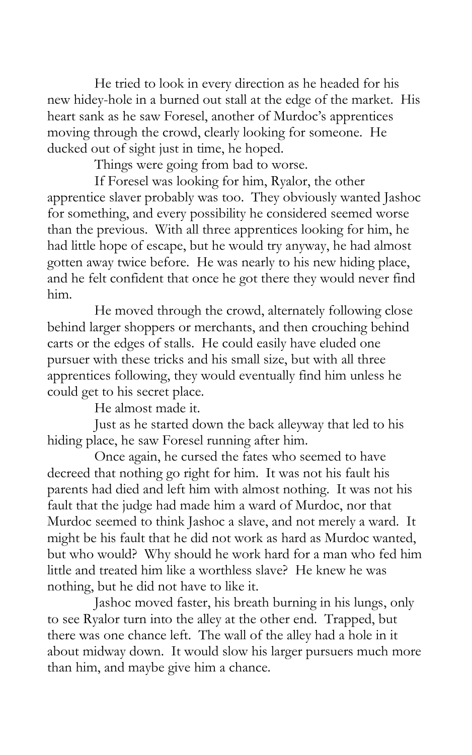He tried to look in every direction as he headed for his new hidey-hole in a burned out stall at the edge of the market. His heart sank as he saw Foresel, another of Murdoc's apprentices moving through the crowd, clearly looking for someone. He ducked out of sight just in time, he hoped.

Things were going from bad to worse.

If Foresel was looking for him, Ryalor, the other apprentice slaver probably was too. They obviously wanted Jashoc for something, and every possibility he considered seemed worse than the previous. With all three apprentices looking for him, he had little hope of escape, but he would try anyway, he had almost gotten away twice before. He was nearly to his new hiding place, and he felt confident that once he got there they would never find him.

He moved through the crowd, alternately following close behind larger shoppers or merchants, and then crouching behind carts or the edges of stalls. He could easily have eluded one pursuer with these tricks and his small size, but with all three apprentices following, they would eventually find him unless he could get to his secret place.

He almost made it.

Just as he started down the back alleyway that led to his hiding place, he saw Foresel running after him.

Once again, he cursed the fates who seemed to have decreed that nothing go right for him. It was not his fault his parents had died and left him with almost nothing. It was not his fault that the judge had made him a ward of Murdoc, nor that Murdoc seemed to think Jashoc a slave, and not merely a ward. It might be his fault that he did not work as hard as Murdoc wanted, but who would? Why should he work hard for a man who fed him little and treated him like a worthless slave? He knew he was nothing, but he did not have to like it.

Jashoc moved faster, his breath burning in his lungs, only to see Ryalor turn into the alley at the other end. Trapped, but there was one chance left. The wall of the alley had a hole in it about midway down. It would slow his larger pursuers much more than him, and maybe give him a chance.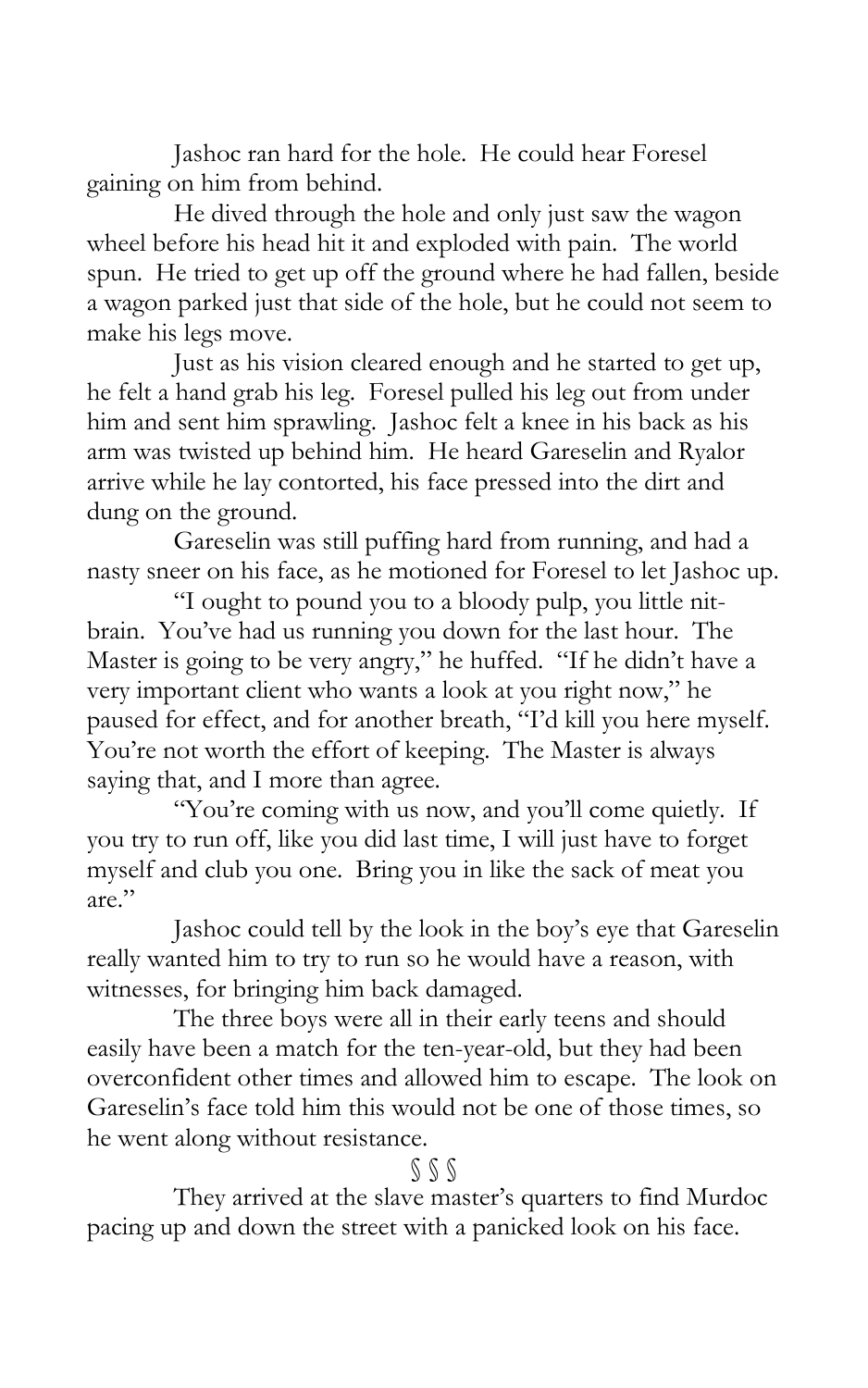Jashoc ran hard for the hole. He could hear Foresel gaining on him from behind.

He dived through the hole and only just saw the wagon wheel before his head hit it and exploded with pain. The world spun. He tried to get up off the ground where he had fallen, beside a wagon parked just that side of the hole, but he could not seem to make his legs move.

Just as his vision cleared enough and he started to get up, he felt a hand grab his leg. Foresel pulled his leg out from under him and sent him sprawling. Jashoc felt a knee in his back as his arm was twisted up behind him. He heard Gareselin and Ryalor arrive while he lay contorted, his face pressed into the dirt and dung on the ground.

Gareselin was still puffing hard from running, and had a nasty sneer on his face, as he motioned for Foresel to let Jashoc up.

"I ought to pound you to a bloody pulp, you little nit-brain. You've had us running you down for the last hour. The Master is going to be very angry," he huffed. "If he didn't have a very important client who wants a look at you right now," he paused for effect, and for another breath, "I'd kill you here myself. You're not worth the effort of keeping. The Master is always saying that, and I more than agree.

"You're coming with us now, and you'll come quietly. If you try to run off, like you did last time, I will just have to forget myself and club you one. Bring you in like the sack of meat you are."

Jashoc could tell by the look in the boy's eye that Gareselin really wanted him to try to run so he would have a reason, with witnesses, for bringing him back damaged.

The three boys were all in their early teens and should easily have been a match for the ten-year-old, but they had been overconfident other times and allowed him to escape. The look on Gareselin's face told him this would not be one of those times, so he went along without resistance.

§ § §

They arrived at the slave master's quarters to find Murdoc pacing up and down the street with a panicked look on his face.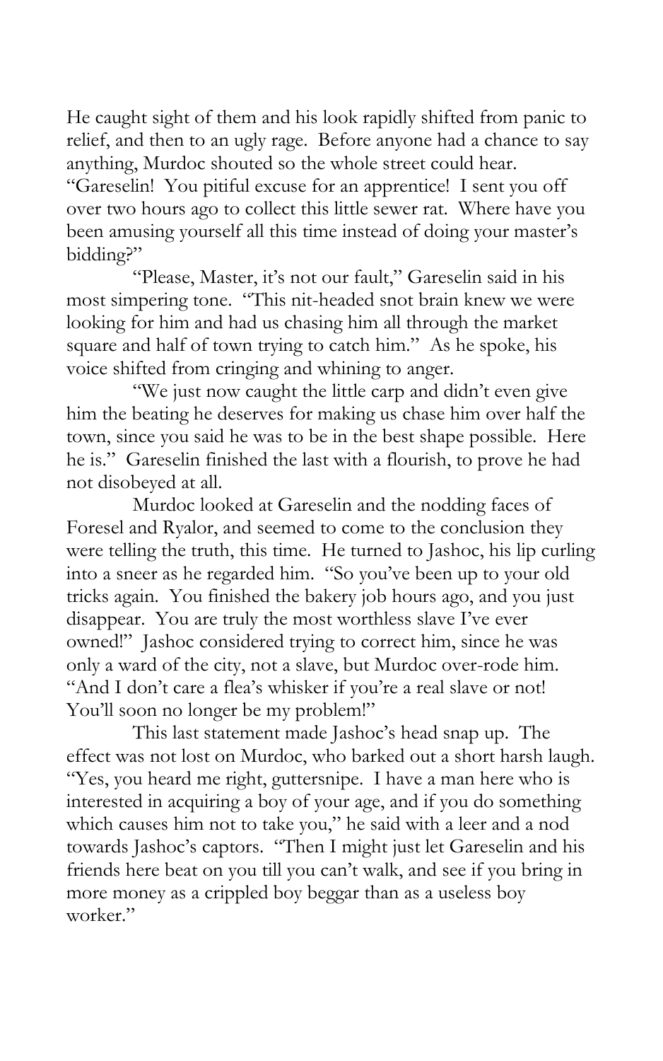He caught sight of them and his look rapidly shifted from panic to relief, and then to an ugly rage. Before anyone had a chance to say anything, Murdoc shouted so the whole street could hear. "Gareselin! You pitiful excuse for an apprentice! I sent you off over two hours ago to collect this little sewer rat. Where have you been amusing yourself all this time instead of doing your master's bidding?"

"Please, Master, it's not our fault," Gareselin said in his most simpering tone. "This nit-headed snot brain knew we were looking for him and had us chasing him all through the market square and half of town trying to catch him." As he spoke, his voice shifted from cringing and whining to anger.

"We just now caught the little carp and didn't even give him the beating he deserves for making us chase him over half the town, since you said he was to be in the best shape possible. Here he is." Gareselin finished the last with a flourish, to prove he had not disobeyed at all.

Murdoc looked at Gareselin and the nodding faces of Foresel and Ryalor, and seemed to come to the conclusion they were telling the truth, this time. He turned to Jashoc, his lip curling into a sneer as he regarded him. "So you've been up to your old tricks again. You finished the bakery job hours ago, and you just disappear. You are truly the most worthless slave I've ever owned!" Jashoc considered trying to correct him, since he was only a ward of the city, not a slave, but Murdoc over-rode him. "And I don't care a flea's whisker if you're a real slave or not! You'll soon no longer be my problem!"

This last statement made Jashoc's head snap up. The effect was not lost on Murdoc, who barked out a short harsh laugh. "Yes, you heard me right, guttersnipe. I have a man here who is interested in acquiring a boy of your age, and if you do something which causes him not to take you," he said with a leer and a nod towards Jashoc's captors. "Then I might just let Gareselin and his friends here beat on you till you can't walk, and see if you bring in more money as a crippled boy beggar than as a useless boy worker."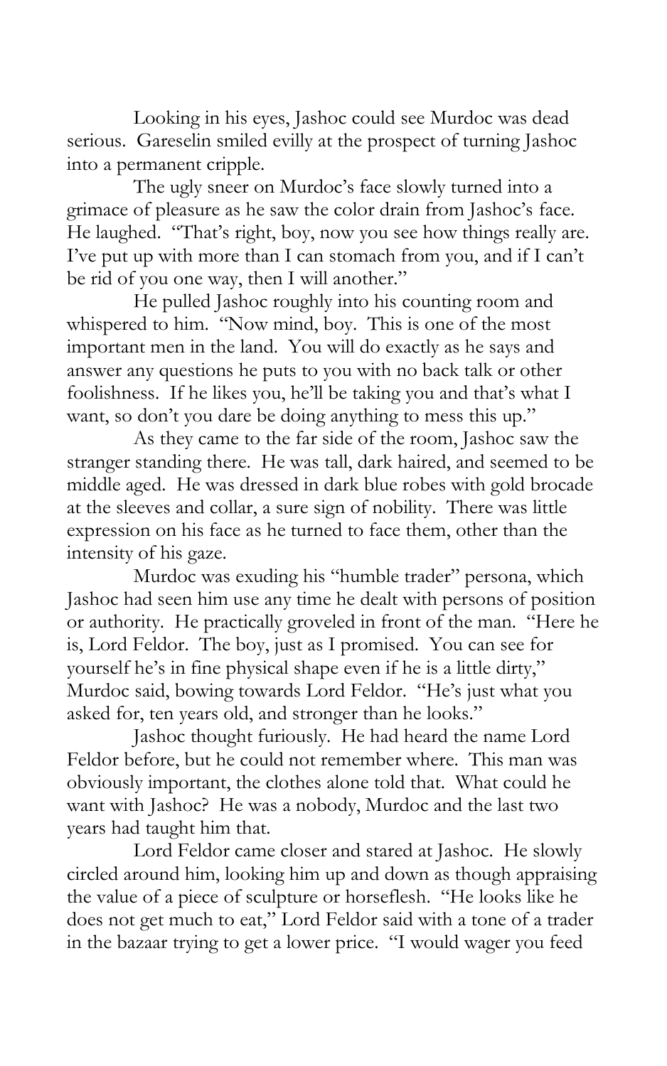Looking in his eyes, Jashoc could see Murdoc was dead serious. Gareselin smiled evilly at the prospect of turning Jashoc into a permanent cripple.

The ugly sneer on Murdoc's face slowly turned into a grimace of pleasure as he saw the color drain from Jashoc's face. He laughed. "That's right, boy, now you see how things really are. I've put up with more than I can stomach from you, and if I can't be rid of you one way, then I will another."

He pulled Jashoc roughly into his counting room and whispered to him. "Now mind, boy. This is one of the most important men in the land. You will do exactly as he says and answer any questions he puts to you with no back talk or other foolishness. If he likes you, he'll be taking you and that's what I want, so don't you dare be doing anything to mess this up."

As they came to the far side of the room, Jashoc saw the stranger standing there. He was tall, dark haired, and seemed to be middle aged. He was dressed in dark blue robes with gold brocade at the sleeves and collar, a sure sign of nobility. There was little expression on his face as he turned to face them, other than the intensity of his gaze.

Murdoc was exuding his "humble trader" persona, which Jashoc had seen him use any time he dealt with persons of position or authority. He practically groveled in front of the man. "Here he is, Lord Feldor. The boy, just as I promised. You can see for yourself he's in fine physical shape even if he is a little dirty," Murdoc said, bowing towards Lord Feldor. "He's just what you asked for, ten years old, and stronger than he looks."

Jashoc thought furiously. He had heard the name Lord Feldor before, but he could not remember where. This man was obviously important, the clothes alone told that. What could he want with Jashoc? He was a nobody, Murdoc and the last two years had taught him that.

Lord Feldor came closer and stared at Jashoc. He slowly circled around him, looking him up and down as though appraising the value of a piece of sculpture or horseflesh. "He looks like he does not get much to eat," Lord Feldor said with a tone of a trader in the bazaar trying to get a lower price. "I would wager you feed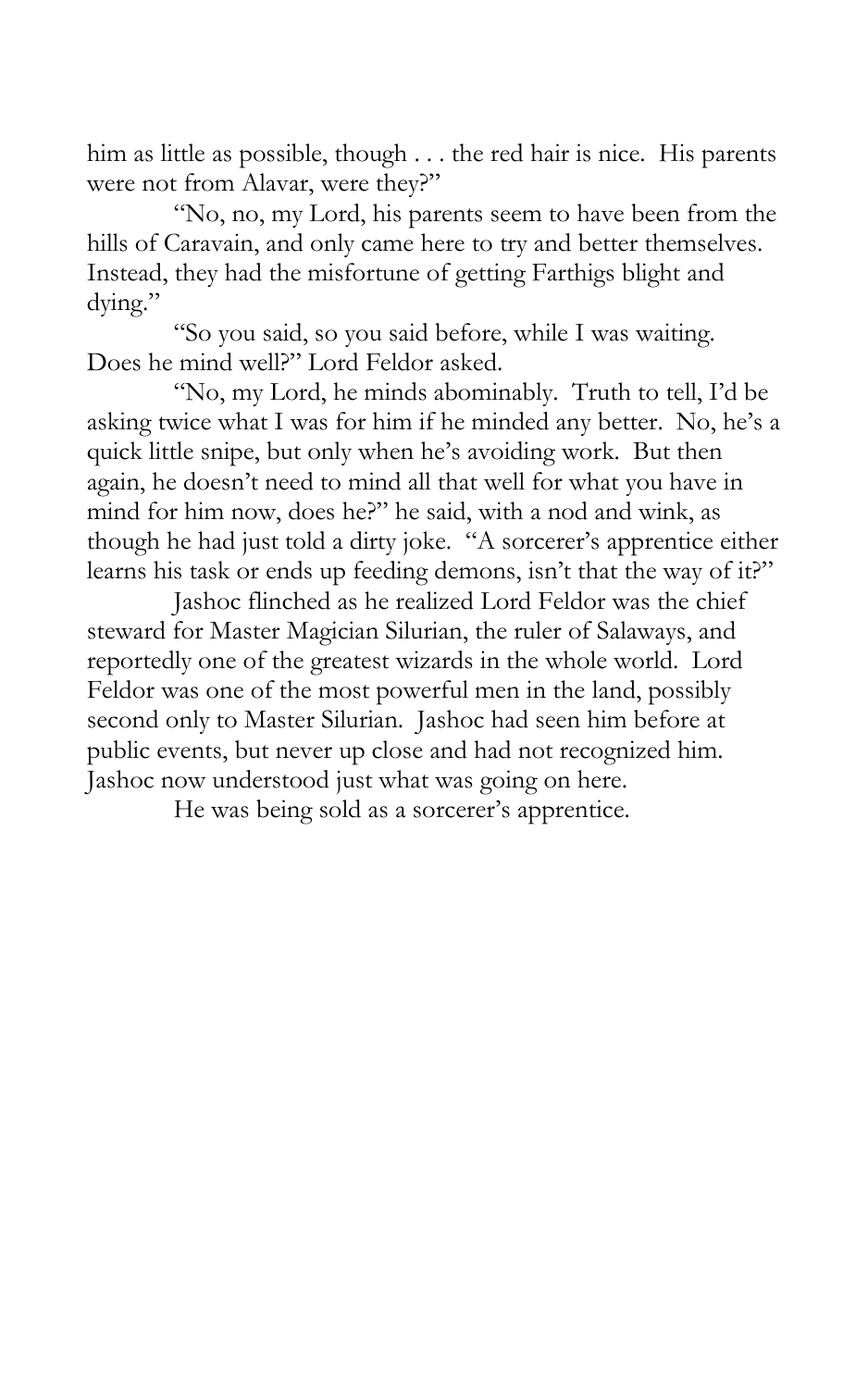him as little as possible, though . . . the red hair is nice. His parents were not from Alavar, were they?"

"No, no, my Lord, his parents seem to have been from the hills of Caravain, and only came here to try and better themselves. Instead, they had the misfortune of getting Farthigs blight and dying."

"So you said, so you said before, while I was waiting. Does he mind well?" Lord Feldor asked.

"No, my Lord, he minds abominably. Truth to tell, I'd be asking twice what I was for him if he minded any better. No, he's a quick little snipe, but only when he's avoiding work. But then again, he doesn't need to mind all that well for what you have in mind for him now, does he?" he said, with a nod and wink, as though he had just told a dirty joke. "A sorcerer's apprentice either learns his task or ends up feeding demons, isn't that the way of it?"

Jashoc flinched as he realized Lord Feldor was the chief steward for Master Magician Silurian, the ruler of Salaways, and reportedly one of the greatest wizards in the whole world. Lord Feldor was one of the most powerful men in the land, possibly second only to Master Silurian. Jashoc had seen him before at public events, but never up close and had not recognized him. Jashoc now understood just what was going on here.

He was being sold as a sorcerer's apprentice.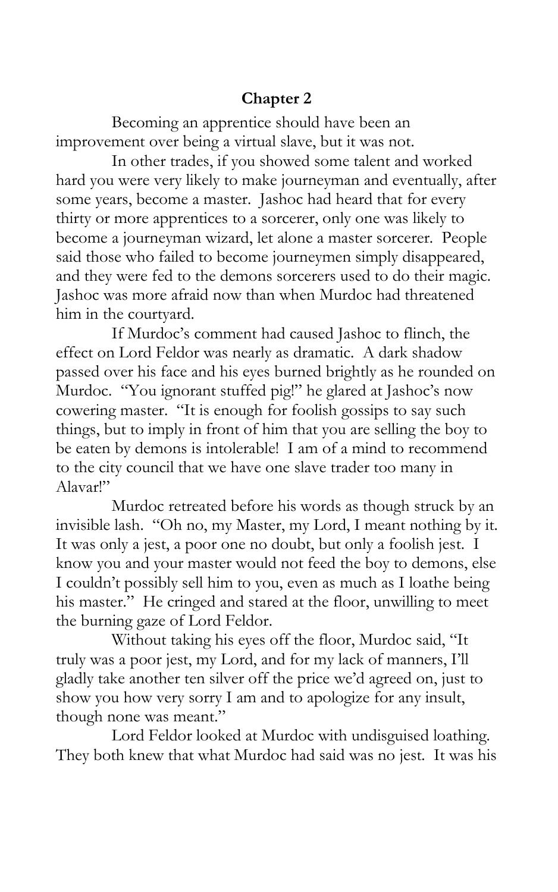## Chapter 2

Becoming an apprentice should have been an improvement over being a virtual slave, but it was not.

In other trades, if you showed some talent and worked hard you were very likely to make journeyman and eventually, after some years, become a master. Jashoc had heard that for every thirty or more apprentices to a sorcerer, only one was likely to become a journeyman wizard, let alone a master sorcerer. People said those who failed to become journeymen simply disappeared, and they were fed to the demons sorcerers used to do their magic. Jashoc was more afraid now than when Murdoc had threatened him in the courtyard.

If Murdoc's comment had caused Jashoc to flinch, the effect on Lord Feldor was nearly as dramatic. A dark shadow passed over his face and his eyes burned brightly as he rounded on Murdoc. "You ignorant stuffed pig!" he glared at Jashoc's now cowering master. "It is enough for foolish gossips to say such things, but to imply in front of him that you are selling the boy to be eaten by demons is intolerable! I am of a mind to recommend to the city council that we have one slave trader too many in Alavar!"

Murdoc retreated before his words as though struck by an invisible lash. "Oh no, my Master, my Lord, I meant nothing by it. It was only a jest, a poor one no doubt, but only a foolish jest. I know you and your master would not feed the boy to demons, else I couldn't possibly sell him to you, even as much as I loathe being his master." He cringed and stared at the floor, unwilling to meet the burning gaze of Lord Feldor.

Without taking his eyes off the floor, Murdoc said, "It truly was a poor jest, my Lord, and for my lack of manners, I'll gladly take another ten silver off the price we'd agreed on, just to show you how very sorry I am and to apologize for any insult, though none was meant."

Lord Feldor looked at Murdoc with undisguised loathing. They both knew that what Murdoc had said was no jest. It was his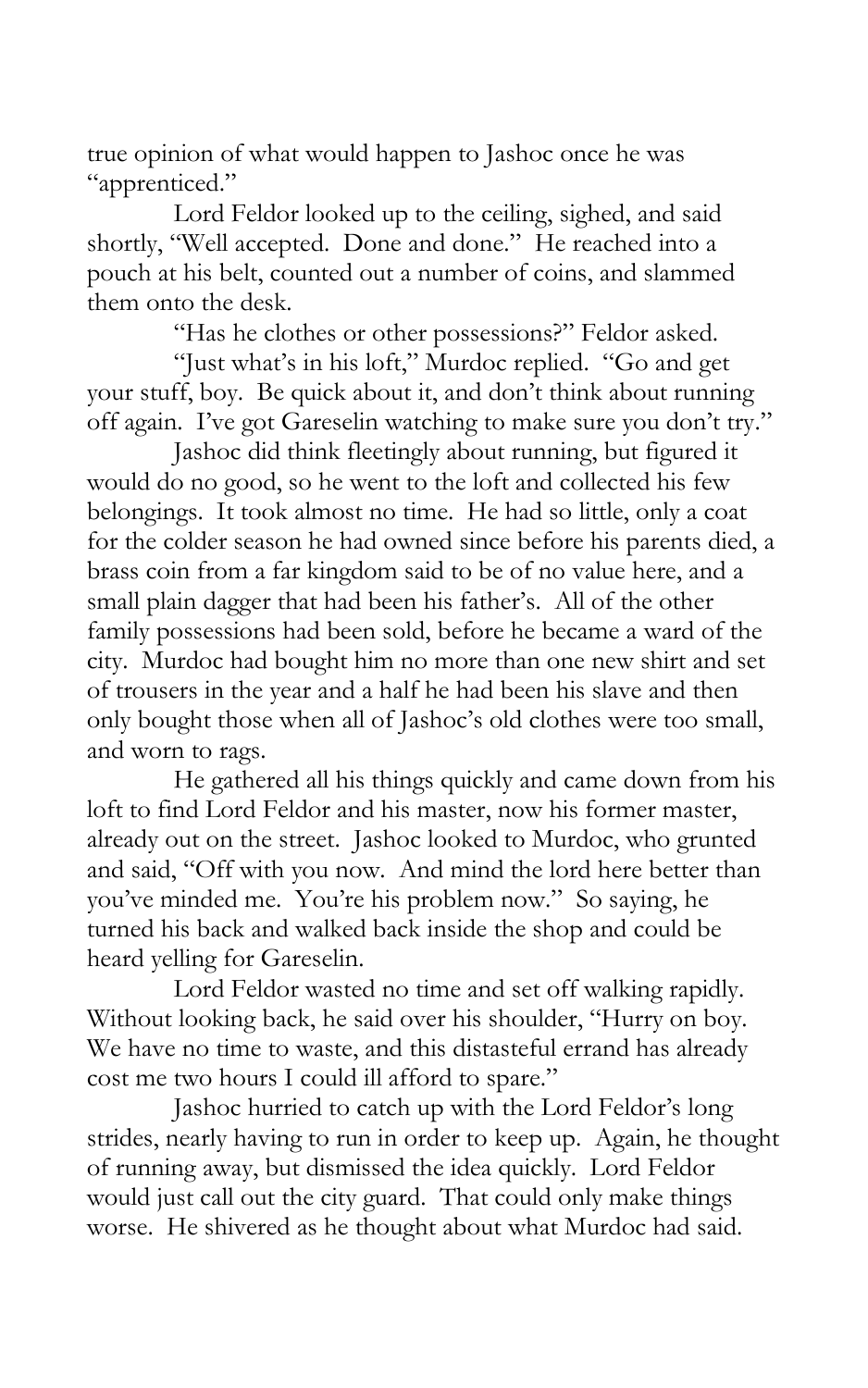true opinion of what would happen to Jashoc once he was "apprenticed."

Lord Feldor looked up to the ceiling, sighed, and said shortly, "Well accepted. Done and done." He reached into a pouch at his belt, counted out a number of coins, and slammed them onto the desk.

"Has he clothes or other possessions?" Feldor asked.

"Just what's in his loft," Murdoc replied. "Go and get your stuff, boy. Be quick about it, and don't think about running off again. I've got Gareselin watching to make sure you don't try."

Jashoc did think fleetingly about running, but figured it would do no good, so he went to the loft and collected his few belongings. It took almost no time. He had so little, only a coat for the colder season he had owned since before his parents died, a brass coin from a far kingdom said to be of no value here, and a small plain dagger that had been his father's. All of the other family possessions had been sold, before he became a ward of the city. Murdoc had bought him no more than one new shirt and set of trousers in the year and a half he had been his slave and then only bought those when all of Jashoc's old clothes were too small, and worn to rags.

He gathered all his things quickly and came down from his loft to find Lord Feldor and his master, now his former master, already out on the street. Jashoc looked to Murdoc, who grunted and said, "Off with you now. And mind the lord here better than you've minded me. You're his problem now." So saying, he turned his back and walked back inside the shop and could be heard yelling for Gareselin.

Lord Feldor wasted no time and set off walking rapidly. Without looking back, he said over his shoulder, "Hurry on boy. We have no time to waste, and this distasteful errand has already cost me two hours I could ill afford to spare."

Jashoc hurried to catch up with the Lord Feldor's long strides, nearly having to run in order to keep up. Again, he thought of running away, but dismissed the idea quickly. Lord Feldor would just call out the city guard. That could only make things worse. He shivered as he thought about what Murdoc had said.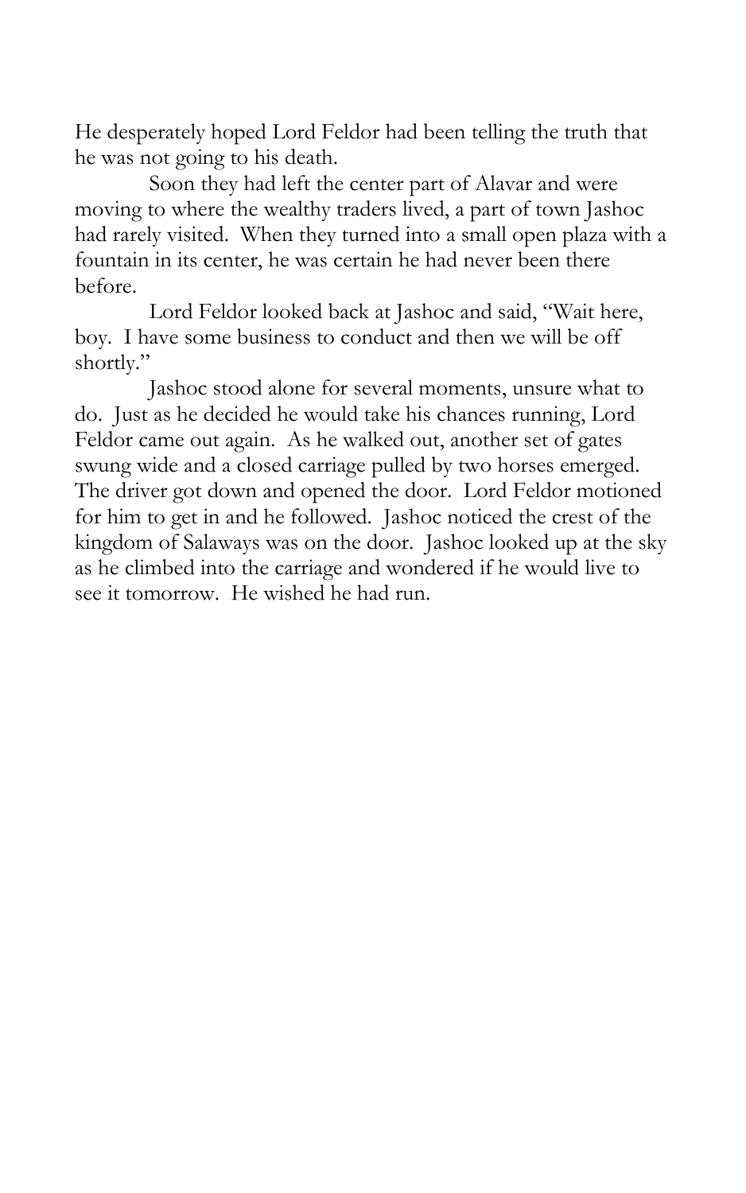He desperately hoped Lord Feldor had been telling the truth that he was not going to his death.

Soon they had left the center part of Alavar and were moving to where the wealthy traders lived, a part of town Jashoc had rarely visited. When they turned into a small open plaza with a fountain in its center, he was certain he had never been there before.

Lord Feldor looked back at Jashoc and said, "Wait here, boy. I have some business to conduct and then we will be off shortly."

Jashoc stood alone for several moments, unsure what to do. Just as he decided he would take his chances running, Lord Feldor came out again. As he walked out, another set of gates swung wide and a closed carriage pulled by two horses emerged. The driver got down and opened the door. Lord Feldor motioned for him to get in and he followed. Jashoc noticed the crest of the kingdom of Salaways was on the door. Jashoc looked up at the sky as he climbed into the carriage and wondered if he would live to see it tomorrow. He wished he had run.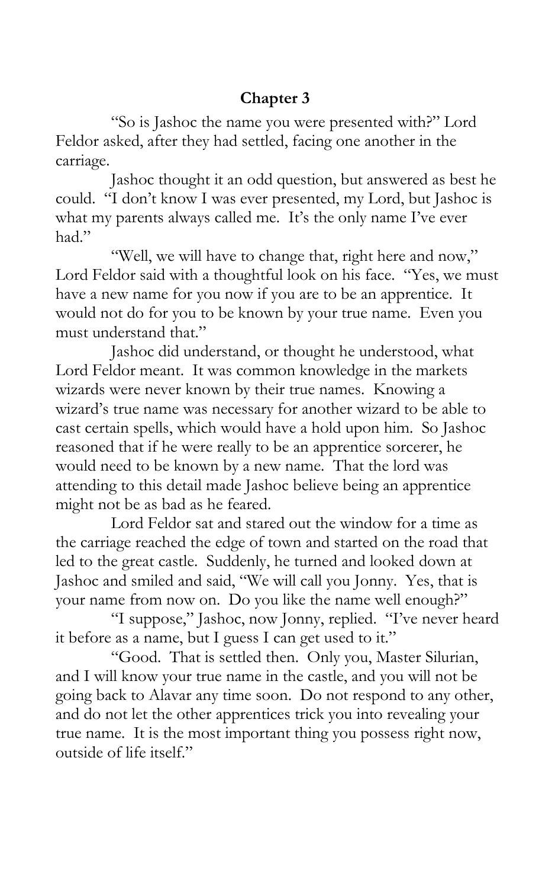## Chapter 3

"So is Jashoc the name you were presented with?" Lord Feldor asked, after they had settled, facing one another in the carriage.

Jashoc thought it an odd question, but answered as best he could. "I don't know I was ever presented, my Lord, but Jashoc is what my parents always called me. It's the only name I've ever had."

"Well, we will have to change that, right here and now," Lord Feldor said with a thoughtful look on his face. "Yes, we must have a new name for you now if you are to be an apprentice. It would not do for you to be known by your true name. Even you must understand that."

Jashoc did understand, or thought he understood, what Lord Feldor meant. It was common knowledge in the markets wizards were never known by their true names. Knowing a wizard's true name was necessary for another wizard to be able to cast certain spells, which would have a hold upon him. So Jashoc reasoned that if he were really to be an apprentice sorcerer, he would need to be known by a new name. That the lord was attending to this detail made Jashoc believe being an apprentice might not be as bad as he feared.

Lord Feldor sat and stared out the window for a time as the carriage reached the edge of town and started on the road that led to the great castle. Suddenly, he turned and looked down at Jashoc and smiled and said, "We will call you Jonny. Yes, that is your name from now on. Do you like the name well enough?"

"I suppose," Jashoc, now Jonny, replied. "I've never heard it before as a name, but I guess I can get used to it."

"Good. That is settled then. Only you, Master Silurian, and I will know your true name in the castle, and you will not be going back to Alavar any time soon. Do not respond to any other, and do not let the other apprentices trick you into revealing your true name. It is the most important thing you possess right now, outside of life itself."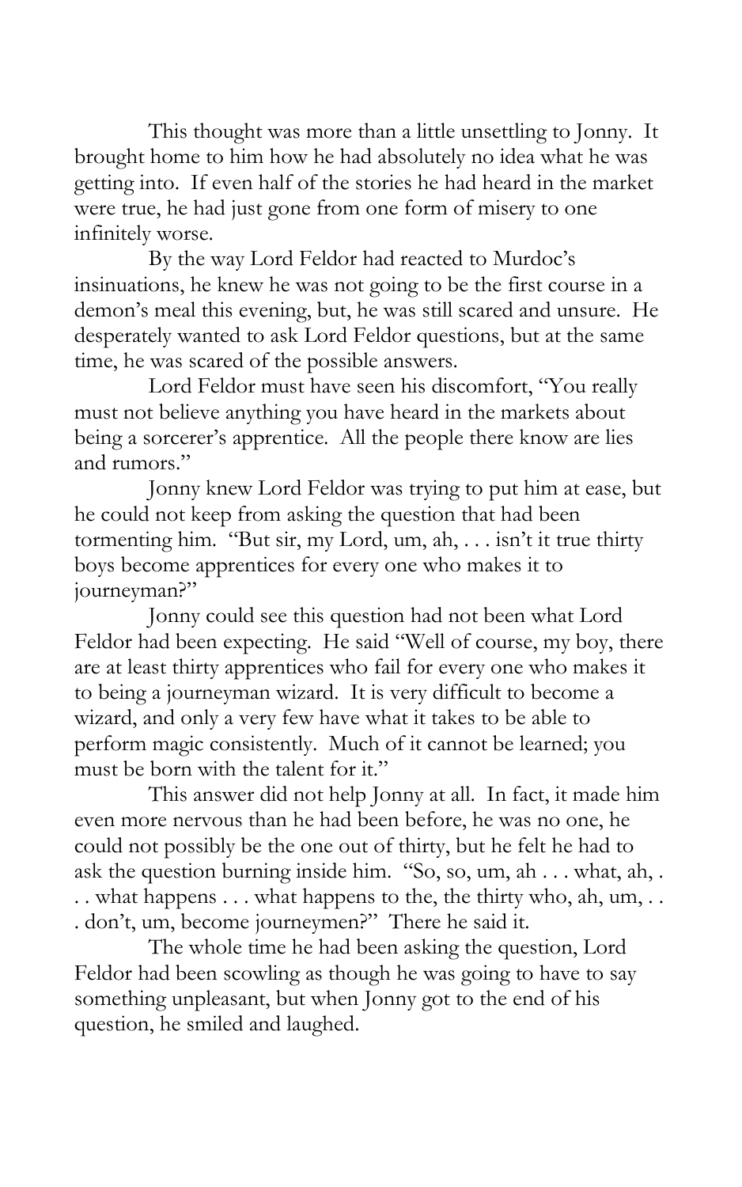This thought was more than a little unsettling to Jonny. It brought home to him how he had absolutely no idea what he was getting into. If even half of the stories he had heard in the market were true, he had just gone from one form of misery to one infinitely worse.

By the way Lord Feldor had reacted to Murdoc's insinuations, he knew he was not going to be the first course in a demon's meal this evening, but, he was still scared and unsure. He desperately wanted to ask Lord Feldor questions, but at the same time, he was scared of the possible answers.

Lord Feldor must have seen his discomfort, "You really must not believe anything you have heard in the markets about being a sorcerer's apprentice. All the people there know are lies and rumors."

Jonny knew Lord Feldor was trying to put him at ease, but he could not keep from asking the question that had been tormenting him. "But sir, my Lord, um, ah, . . . isn't it true thirty boys become apprentices for every one who makes it to journeyman?"

Jonny could see this question had not been what Lord Feldor had been expecting. He said "Well of course, my boy, there are at least thirty apprentices who fail for every one who makes it to being a journeyman wizard. It is very difficult to become a wizard, and only a very few have what it takes to be able to perform magic consistently. Much of it cannot be learned; you must be born with the talent for it."

This answer did not help Jonny at all. In fact, it made him even more nervous than he had been before, he was no one, he could not possibly be the one out of thirty, but he felt he had to ask the question burning inside him. "So, so, um, ah . . . what, ah, . . . what happens . . . what happens to the, the thirty who, ah, um, . . . don't, um, become journeymen?" There he said it.

The whole time he had been asking the question, Lord Feldor had been scowling as though he was going to have to say something unpleasant, but when Jonny got to the end of his question, he smiled and laughed.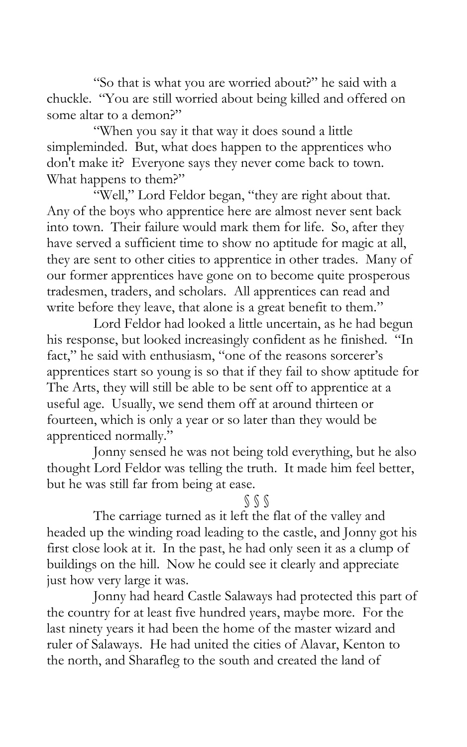"So that is what you are worried about?" he said with a chuckle. "You are still worried about being killed and offered on some altar to a demon?"

"When you say it that way it does sound a little simpleminded. But, what does happen to the apprentices who don't make it? Everyone says they never come back to town. What happens to them?"

"Well," Lord Feldor began, "they are right about that. Any of the boys who apprentice here are almost never sent back into town. Their failure would mark them for life. So, after they have served a sufficient time to show no aptitude for magic at all, they are sent to other cities to apprentice in other trades. Many of our former apprentices have gone on to become quite prosperous tradesmen, traders, and scholars. All apprentices can read and write before they leave, that alone is a great benefit to them."

Lord Feldor had looked a little uncertain, as he had begun his response, but looked increasingly confident as he finished. "In fact," he said with enthusiasm, "one of the reasons sorcerer's apprentices start so young is so that if they fail to show aptitude for The Arts, they will still be able to be sent off to apprentice at a useful age. Usually, we send them off at around thirteen or fourteen, which is only a year or so later than they would be apprenticed normally."

Jonny sensed he was not being told everything, but he also thought Lord Feldor was telling the truth. It made him feel better, but he was still far from being at ease.

§ § §

The carriage turned as it left the flat of the valley and headed up the winding road leading to the castle, and Jonny got his first close look at it. In the past, he had only seen it as a clump of buildings on the hill. Now he could see it clearly and appreciate just how very large it was.

Jonny had heard Castle Salaways had protected this part of the country for at least five hundred years, maybe more. For the last ninety years it had been the home of the master wizard and ruler of Salaways. He had united the cities of Alavar, Kenton to the north, and Sharafleg to the south and created the land of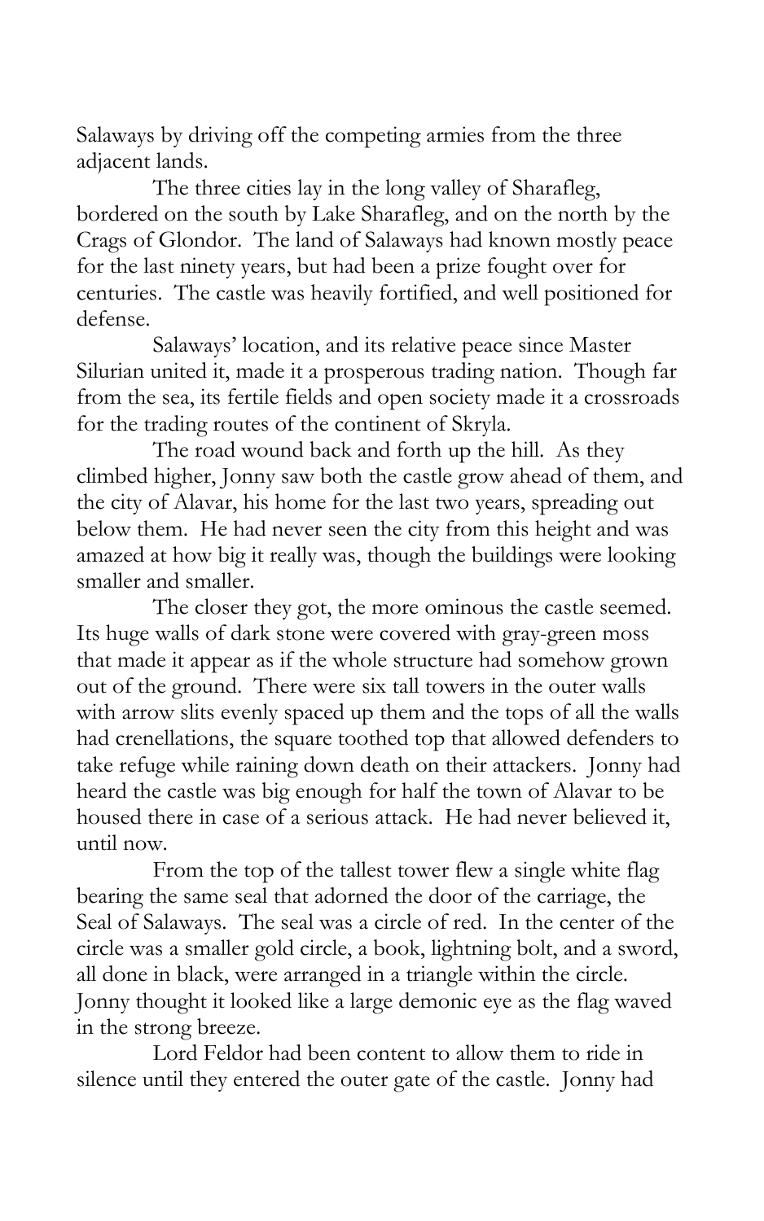Salaways by driving off the competing armies from the three adjacent lands.

The three cities lay in the long valley of Sharafleg, bordered on the south by Lake Sharafleg, and on the north by the Crags of Glondor. The land of Salaways had known mostly peace for the last ninety years, but had been a prize fought over for centuries. The castle was heavily fortified, and well positioned for defense.

Salaways' location, and its relative peace since Master Silurian united it, made it a prosperous trading nation. Though far from the sea, its fertile fields and open society made it a crossroads for the trading routes of the continent of Skryla.

The road wound back and forth up the hill. As they climbed higher, Jonny saw both the castle grow ahead of them, and the city of Alavar, his home for the last two years, spreading out below them. He had never seen the city from this height and was amazed at how big it really was, though the buildings were looking smaller and smaller.

The closer they got, the more ominous the castle seemed. Its huge walls of dark stone were covered with gray-green moss that made it appear as if the whole structure had somehow grown out of the ground. There were six tall towers in the outer walls with arrow slits evenly spaced up them and the tops of all the walls had crenellations, the square toothed top that allowed defenders to take refuge while raining down death on their attackers. Jonny had heard the castle was big enough for half the town of Alavar to be housed there in case of a serious attack. He had never believed it, until now.

From the top of the tallest tower flew a single white flag bearing the same seal that adorned the door of the carriage, the Seal of Salaways. The seal was a circle of red. In the center of the circle was a smaller gold circle, a book, lightning bolt, and a sword, all done in black, were arranged in a triangle within the circle. Jonny thought it looked like a large demonic eye as the flag waved in the strong breeze.

Lord Feldor had been content to allow them to ride in silence until they entered the outer gate of the castle. Jonny had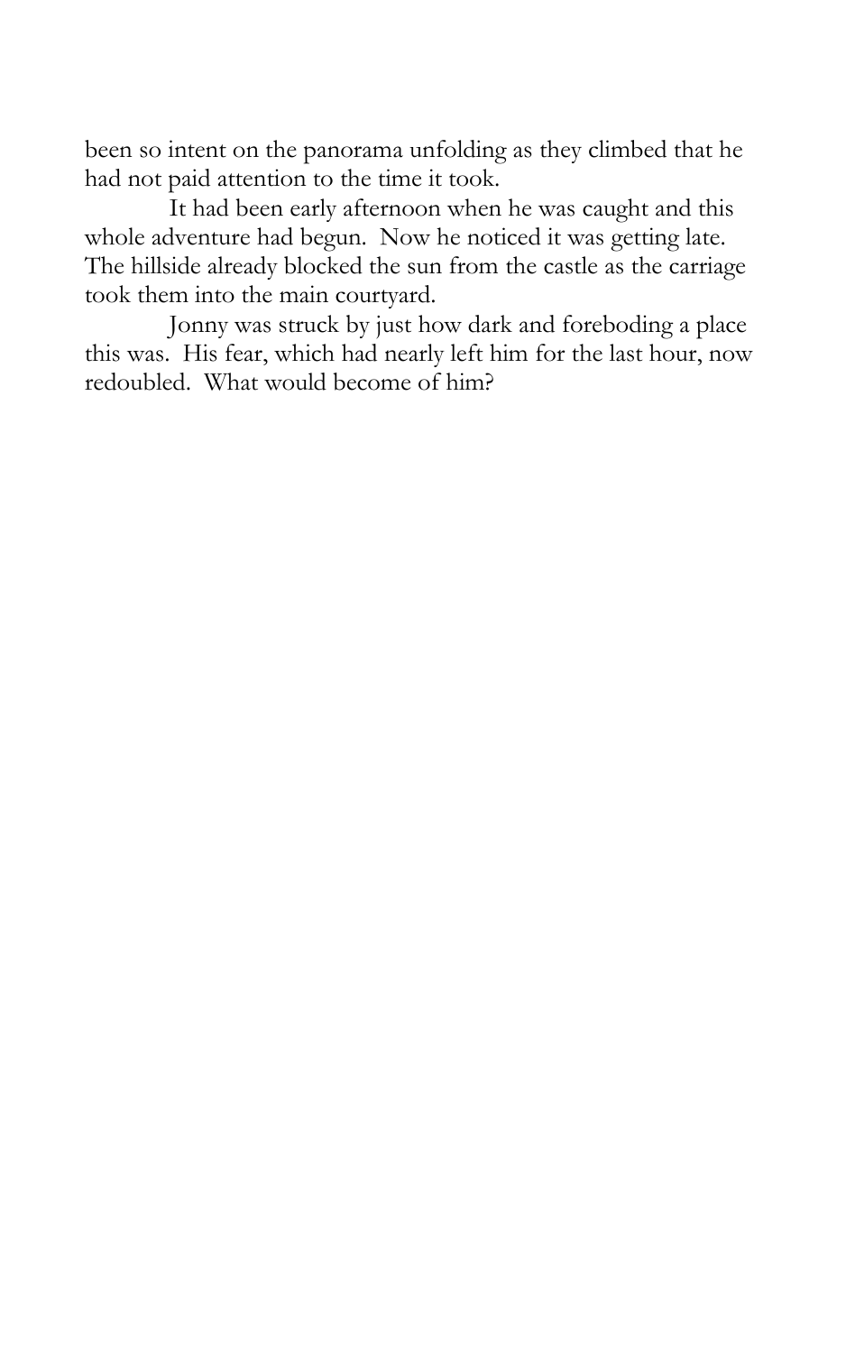been so intent on the panorama unfolding as they climbed that he had not paid attention to the time it took.

It had been early afternoon when he was caught and this whole adventure had begun. Now he noticed it was getting late. The hillside already blocked the sun from the castle as the carriage took them into the main courtyard.

Jonny was struck by just how dark and foreboding a place this was. His fear, which had nearly left him for the last hour, now redoubled. What would become of him?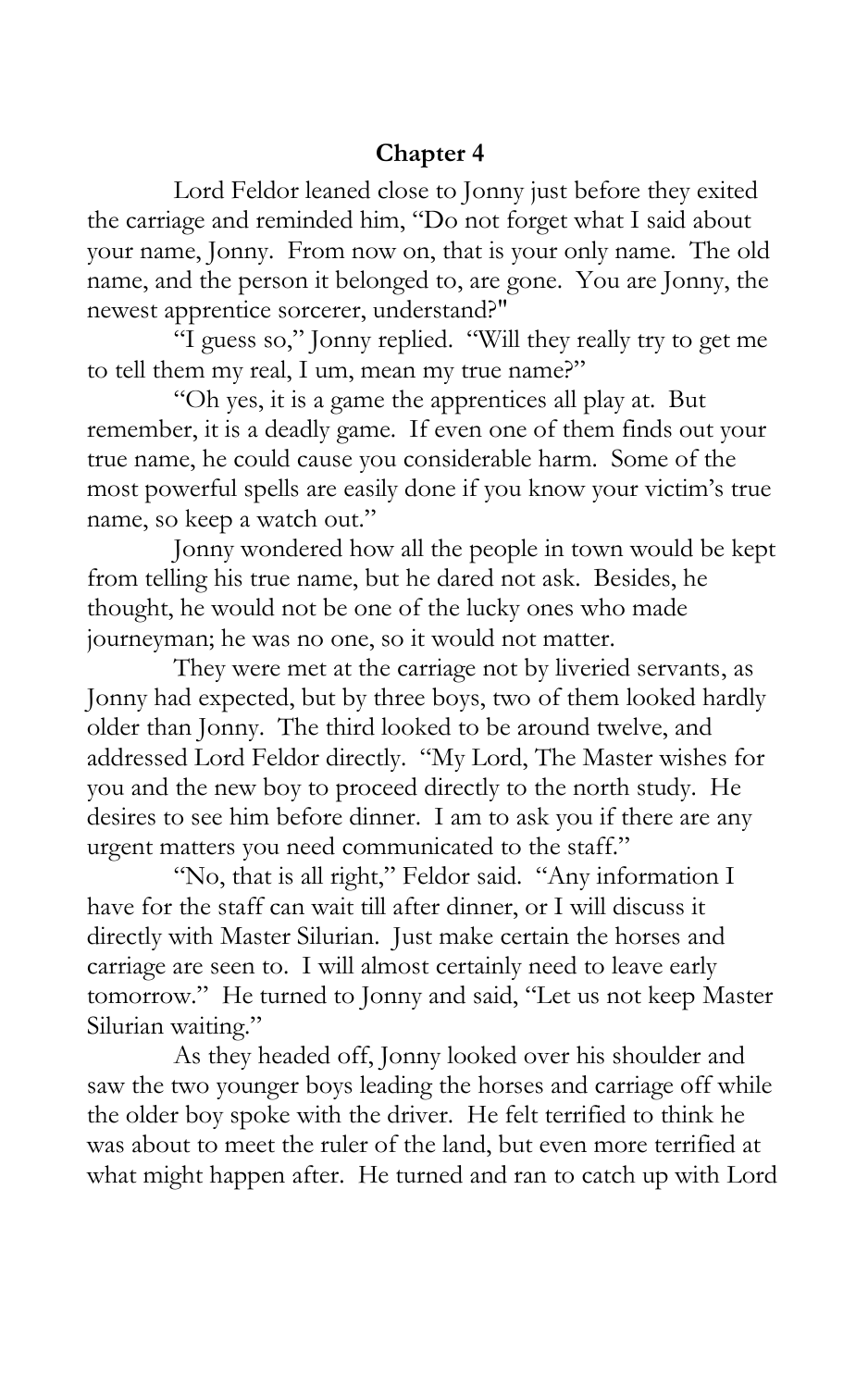## Chapter 4

Lord Feldor leaned close to Jonny just before they exited the carriage and reminded him, "Do not forget what I said about your name, Jonny. From now on, that is your only name. The old name, and the person it belonged to, are gone. You are Jonny, the newest apprentice sorcerer, understand?"

"I guess so," Jonny replied. "Will they really try to get me to tell them my real, I um, mean my true name?"

"Oh yes, it is a game the apprentices all play at. But remember, it is a deadly game. If even one of them finds out your true name, he could cause you considerable harm. Some of the most powerful spells are easily done if you know your victim's true name, so keep a watch out."

Jonny wondered how all the people in town would be kept from telling his true name, but he dared not ask. Besides, he thought, he would not be one of the lucky ones who made journeyman; he was no one, so it would not matter.

They were met at the carriage not by liveried servants, as Jonny had expected, but by three boys, two of them looked hardly older than Jonny. The third looked to be around twelve, and addressed Lord Feldor directly. "My Lord, The Master wishes for you and the new boy to proceed directly to the north study. He desires to see him before dinner. I am to ask you if there are any urgent matters you need communicated to the staff."

"No, that is all right," Feldor said. "Any information I have for the staff can wait till after dinner, or I will discuss it directly with Master Silurian. Just make certain the horses and carriage are seen to. I will almost certainly need to leave early tomorrow." He turned to Jonny and said, "Let us not keep Master Silurian waiting."

As they headed off, Jonny looked over his shoulder and saw the two younger boys leading the horses and carriage off while the older boy spoke with the driver. He felt terrified to think he was about to meet the ruler of the land, but even more terrified at what might happen after. He turned and ran to catch up with Lord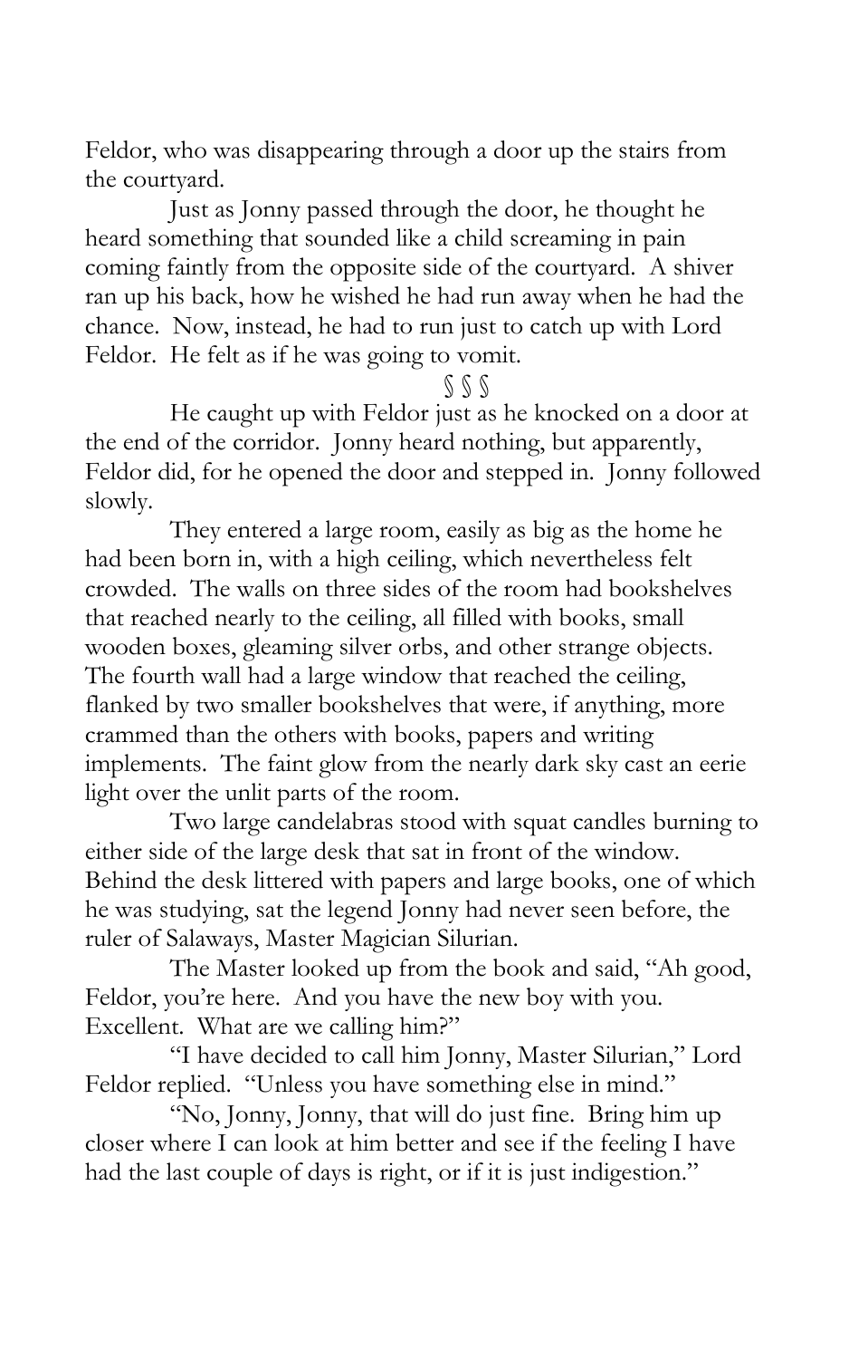Feldor, who was disappearing through a door up the stairs from the courtyard.

Just as Jonny passed through the door, he thought he heard something that sounded like a child screaming in pain coming faintly from the opposite side of the courtyard. A shiver ran up his back, how he wished he had run away when he had the chance. Now, instead, he had to run just to catch up with Lord Feldor. He felt as if he was going to vomit.

§ § §

He caught up with Feldor just as he knocked on a door at the end of the corridor. Jonny heard nothing, but apparently, Feldor did, for he opened the door and stepped in. Jonny followed slowly.

They entered a large room, easily as big as the home he had been born in, with a high ceiling, which nevertheless felt crowded. The walls on three sides of the room had bookshelves that reached nearly to the ceiling, all filled with books, small wooden boxes, gleaming silver orbs, and other strange objects. The fourth wall had a large window that reached the ceiling, flanked by two smaller bookshelves that were, if anything, more crammed than the others with books, papers and writing implements. The faint glow from the nearly dark sky cast an eerie light over the unlit parts of the room.

Two large candelabras stood with squat candles burning to either side of the large desk that sat in front of the window. Behind the desk littered with papers and large books, one of which he was studying, sat the legend Jonny had never seen before, the ruler of Salaways, Master Magician Silurian.

The Master looked up from the book and said, "Ah good, Feldor, you're here. And you have the new boy with you. Excellent. What are we calling him?"

"I have decided to call him Jonny, Master Silurian," Lord Feldor replied. "Unless you have something else in mind."

"No, Jonny, Jonny, that will do just fine. Bring him up closer where I can look at him better and see if the feeling I have had the last couple of days is right, or if it is just indigestion."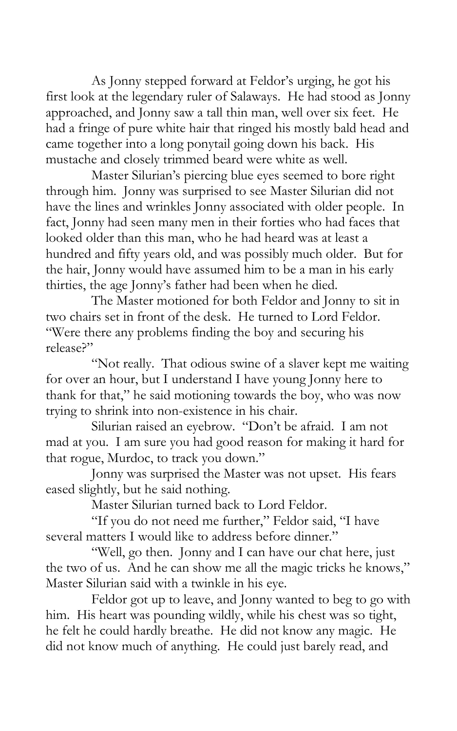As Jonny stepped forward at Feldor's urging, he got his first look at the legendary ruler of Salaways. He had stood as Jonny approached, and Jonny saw a tall thin man, well over six feet. He had a fringe of pure white hair that ringed his mostly bald head and came together into a long ponytail going down his back. His mustache and closely trimmed beard were white as well.

Master Silurian's piercing blue eyes seemed to bore right through him. Jonny was surprised to see Master Silurian did not have the lines and wrinkles Jonny associated with older people. In fact, Jonny had seen many men in their forties who had faces that looked older than this man, who he had heard was at least a hundred and fifty years old, and was possibly much older. But for the hair, Jonny would have assumed him to be a man in his early thirties, the age Jonny's father had been when he died.

The Master motioned for both Feldor and Jonny to sit in two chairs set in front of the desk. He turned to Lord Feldor. "Were there any problems finding the boy and securing his release?"

"Not really. That odious swine of a slaver kept me waiting for over an hour, but I understand I have young Jonny here to thank for that," he said motioning towards the boy, who was now trying to shrink into non-existence in his chair.

Silurian raised an eyebrow. "Don't be afraid. I am not mad at you. I am sure you had good reason for making it hard for that rogue, Murdoc, to track you down."

Jonny was surprised the Master was not upset. His fears eased slightly, but he said nothing.

Master Silurian turned back to Lord Feldor.

"If you do not need me further," Feldor said, "I have several matters I would like to address before dinner."

"Well, go then. Jonny and I can have our chat here, just the two of us. And he can show me all the magic tricks he knows," Master Silurian said with a twinkle in his eye.

Feldor got up to leave, and Jonny wanted to beg to go with him. His heart was pounding wildly, while his chest was so tight, he felt he could hardly breathe. He did not know any magic. He did not know much of anything. He could just barely read, and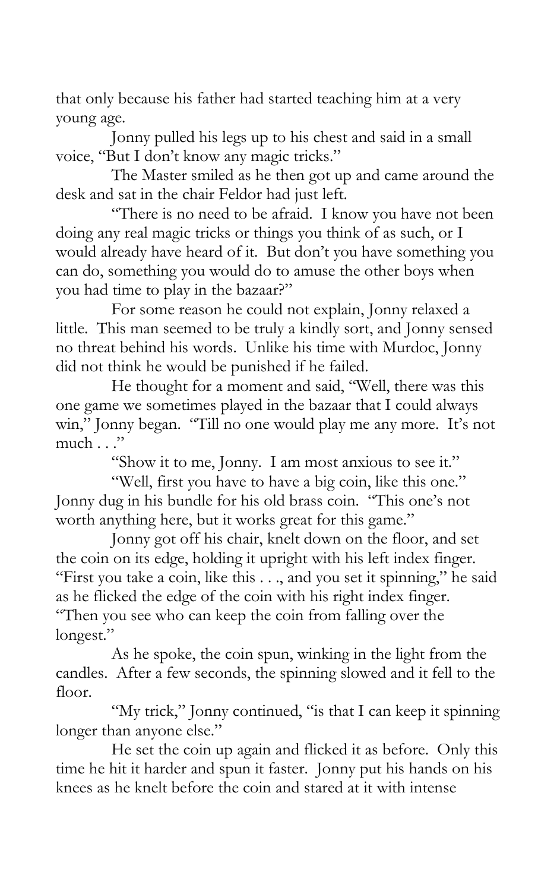that only because his father had started teaching him at a very young age.

Jonny pulled his legs up to his chest and said in a small voice, "But I don't know any magic tricks."

The Master smiled as he then got up and came around the desk and sat in the chair Feldor had just left.

"There is no need to be afraid. I know you have not been doing any real magic tricks or things you think of as such, or I would already have heard of it. But don't you have something you can do, something you would do to amuse the other boys when you had time to play in the bazaar?"

For some reason he could not explain, Jonny relaxed a little. This man seemed to be truly a kindly sort, and Jonny sensed no threat behind his words. Unlike his time with Murdoc, Jonny did not think he would be punished if he failed.

He thought for a moment and said, "Well, there was this one game we sometimes played in the bazaar that I could always win," Jonny began. "Till no one would play me any more. It's not much . . ."

"Show it to me, Jonny. I am most anxious to see it."

"Well, first you have to have a big coin, like this one." Jonny dug in his bundle for his old brass coin. "This one's not worth anything here, but it works great for this game."

Jonny got off his chair, knelt down on the floor, and set the coin on its edge, holding it upright with his left index finger. "First you take a coin, like this . . ., and you set it spinning," he said as he flicked the edge of the coin with his right index finger. "Then you see who can keep the coin from falling over the longest."

As he spoke, the coin spun, winking in the light from the candles. After a few seconds, the spinning slowed and it fell to the floor.

"My trick," Jonny continued, "is that I can keep it spinning longer than anyone else."

He set the coin up again and flicked it as before. Only this time he hit it harder and spun it faster. Jonny put his hands on his knees as he knelt before the coin and stared at it with intense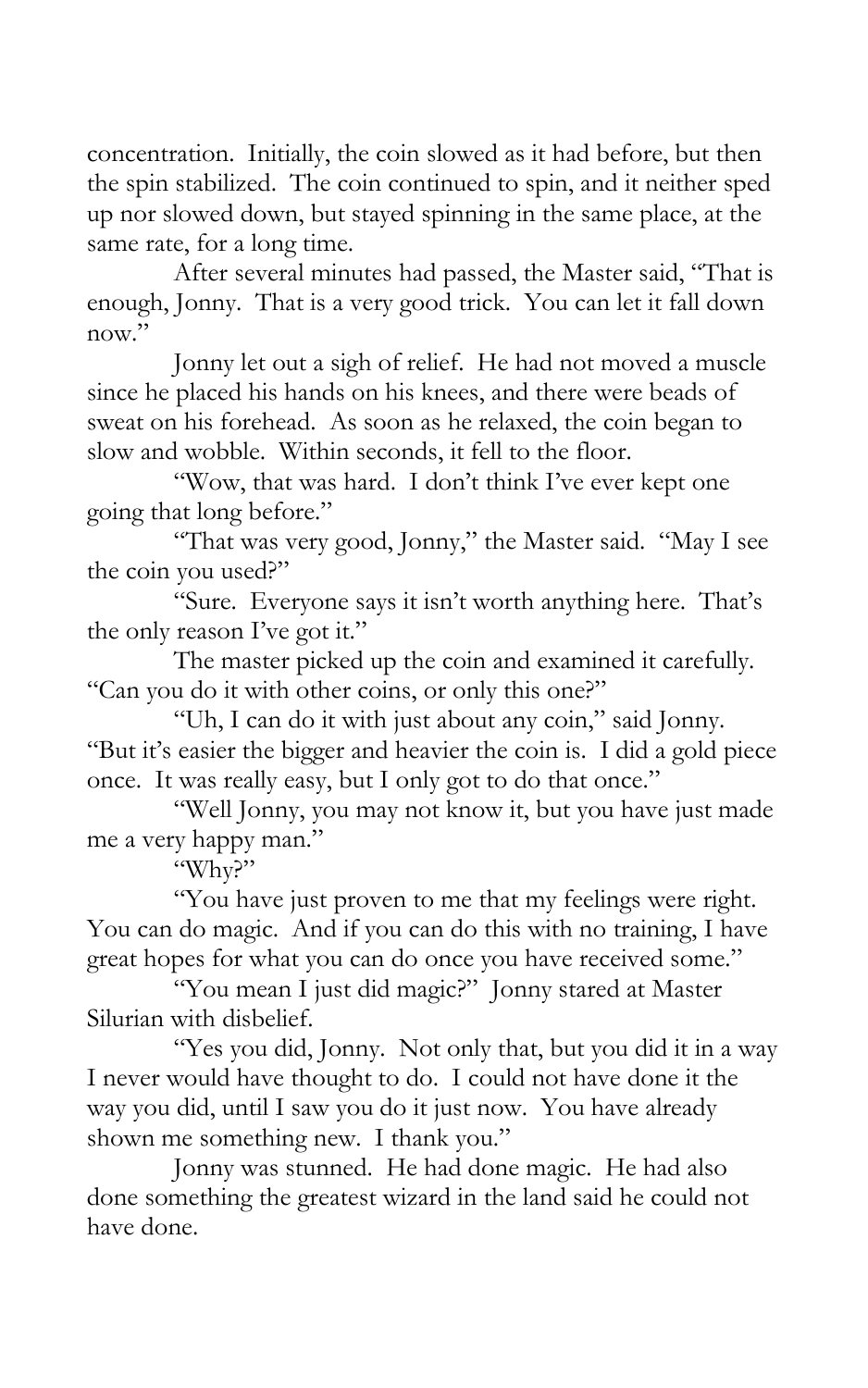concentration. Initially, the coin slowed as it had before, but then the spin stabilized. The coin continued to spin, and it neither sped up nor slowed down, but stayed spinning in the same place, at the same rate, for a long time.

After several minutes had passed, the Master said, "That is enough, Jonny. That is a very good trick. You can let it fall down now."

Jonny let out a sigh of relief. He had not moved a muscle since he placed his hands on his knees, and there were beads of sweat on his forehead. As soon as he relaxed, the coin began to slow and wobble. Within seconds, it fell to the floor.

"Wow, that was hard. I don't think I've ever kept one going that long before."

"That was very good, Jonny," the Master said. "May I see the coin you used?"

"Sure. Everyone says it isn't worth anything here. That's the only reason I've got it."

The master picked up the coin and examined it carefully. "Can you do it with other coins, or only this one?"

"Uh, I can do it with just about any coin," said Jonny. "But it's easier the bigger and heavier the coin is. I did a gold piece once. It was really easy, but I only got to do that once."

"Well Jonny, you may not know it, but you have just made me a very happy man."

"Why?"

"You have just proven to me that my feelings were right. You can do magic. And if you can do this with no training, I have great hopes for what you can do once you have received some."

"You mean I just did magic?" Jonny stared at Master Silurian with disbelief.

"Yes you did, Jonny. Not only that, but you did it in a way I never would have thought to do. I could not have done it the way you did, until I saw you do it just now. You have already shown me something new. I thank you."

Jonny was stunned. He had done magic. He had also done something the greatest wizard in the land said he could not have done.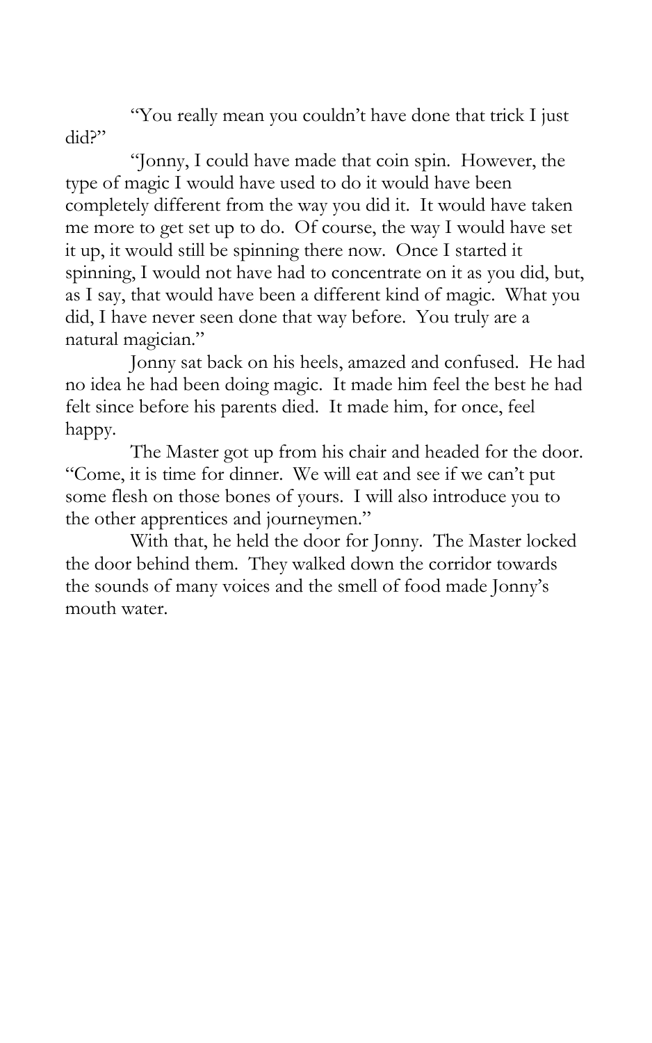"You really mean you couldn't have done that trick I just did?"

"Jonny, I could have made that coin spin. However, the type of magic I would have used to do it would have been completely different from the way you did it. It would have taken me more to get set up to do. Of course, the way I would have set it up, it would still be spinning there now. Once I started it spinning, I would not have had to concentrate on it as you did, but, as I say, that would have been a different kind of magic. What you did, I have never seen done that way before. You truly are a natural magician."

Jonny sat back on his heels, amazed and confused. He had no idea he had been doing magic. It made him feel the best he had felt since before his parents died. It made him, for once, feel happy.

The Master got up from his chair and headed for the door. "Come, it is time for dinner. We will eat and see if we can't put some flesh on those bones of yours. I will also introduce you to the other apprentices and journeymen."

With that, he held the door for Jonny. The Master locked the door behind them. They walked down the corridor towards the sounds of many voices and the smell of food made Jonny's mouth water.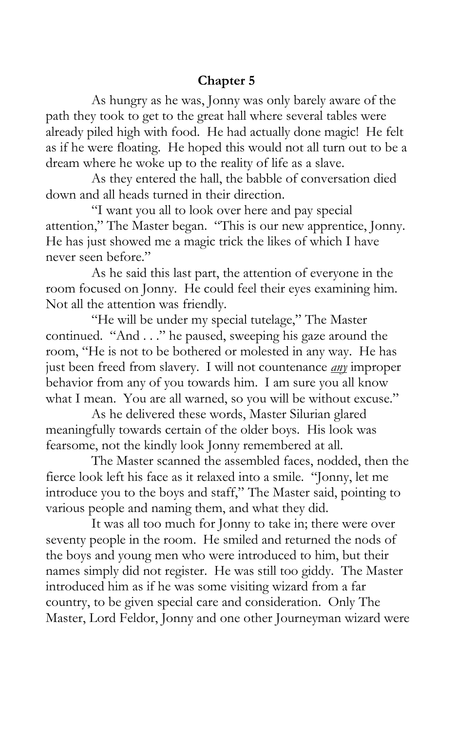## Chapter 5

As hungry as he was, Jonny was only barely aware of the path they took to get to the great hall where several tables were already piled high with food. He had actually done magic! He felt as if he were floating. He hoped this would not all turn out to be a dream where he woke up to the reality of life as a slave.

As they entered the hall, the babble of conversation died down and all heads turned in their direction.

"I want you all to look over here and pay special attention," The Master began. "This is our new apprentice, Jonny. He has just showed me a magic trick the likes of which I have never seen before."

As he said this last part, the attention of everyone in the room focused on Jonny. He could feel their eyes examining him. Not all the attention was friendly.

"He will be under my special tutelage," The Master continued. "And . . ." he paused, sweeping his gaze around the room, "He is not to be bothered or molested in any way. He has just been freed from slavery. I will not countenance ***any*** improper behavior from any of you towards him. I am sure you all know what I mean. You are all warned, so you will be without excuse."

As he delivered these words, Master Silurian glared meaningfully towards certain of the older boys. His look was fearsome, not the kindly look Jonny remembered at all.

The Master scanned the assembled faces, nodded, then the fierce look left his face as it relaxed into a smile. "Jonny, let me introduce you to the boys and staff," The Master said, pointing to various people and naming them, and what they did.

It was all too much for Jonny to take in; there were over seventy people in the room. He smiled and returned the nods of the boys and young men who were introduced to him, but their names simply did not register. He was still too giddy. The Master introduced him as if he was some visiting wizard from a far country, to be given special care and consideration. Only The Master, Lord Feldor, Jonny and one other Journeyman wizard were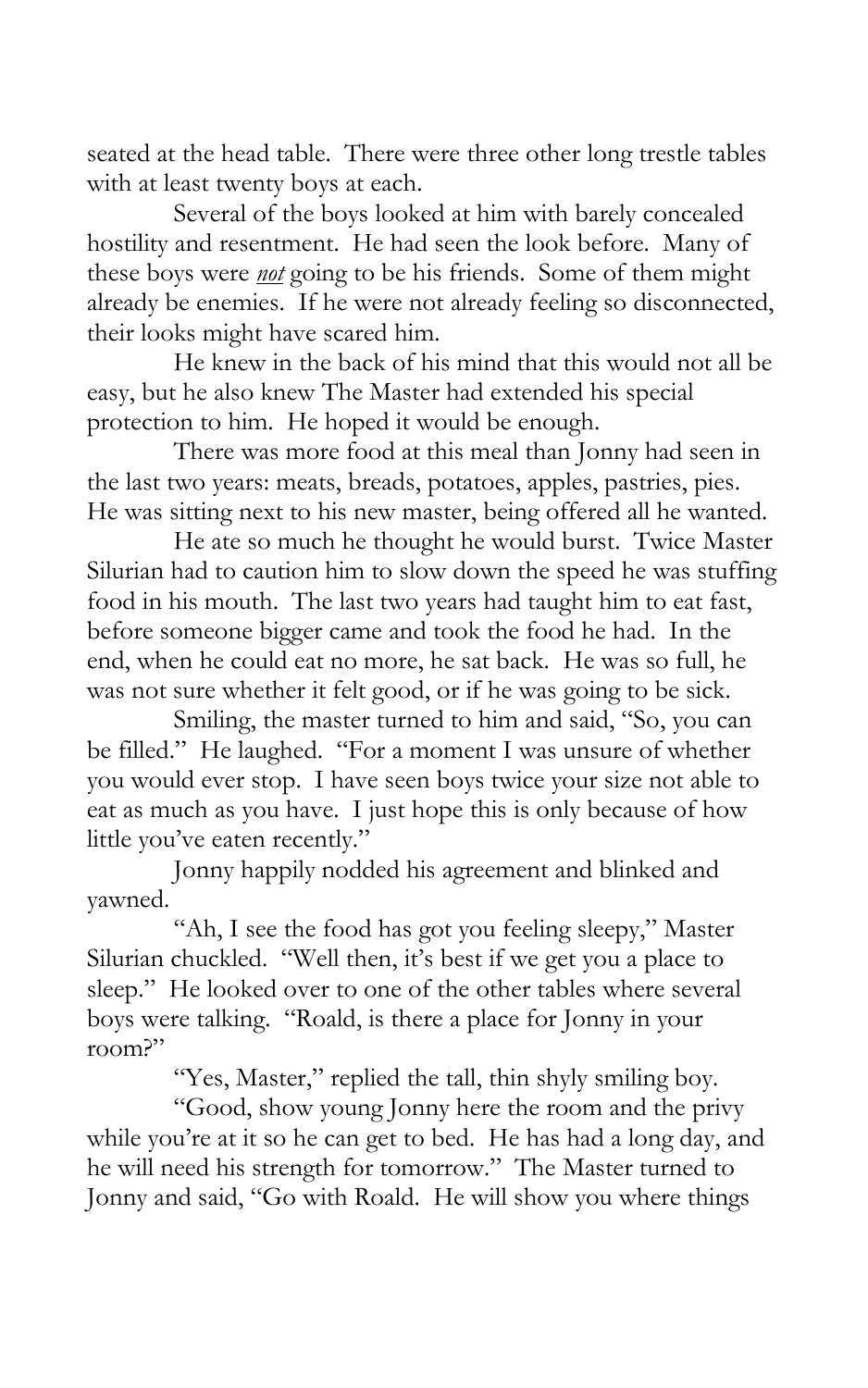seated at the head table. There were three other long trestle tables with at least twenty boys at each.

Several of the boys looked at him with barely concealed hostility and resentment. He had seen the look before. Many of these boys were ***not*** going to be his friends. Some of them might already be enemies. If he were not already feeling so disconnected, their looks might have scared him.

He knew in the back of his mind that this would not all be easy, but he also knew The Master had extended his special protection to him. He hoped it would be enough.

There was more food at this meal than Jonny had seen in the last two years: meats, breads, potatoes, apples, pastries, pies. He was sitting next to his new master, being offered all he wanted.

He ate so much he thought he would burst. Twice Master Silurian had to caution him to slow down the speed he was stuffing food in his mouth. The last two years had taught him to eat fast, before someone bigger came and took the food he had. In the end, when he could eat no more, he sat back. He was so full, he was not sure whether it felt good, or if he was going to be sick.

Smiling, the master turned to him and said, "So, you can be filled." He laughed. "For a moment I was unsure of whether you would ever stop. I have seen boys twice your size not able to eat as much as you have. I just hope this is only because of how little you've eaten recently."

Jonny happily nodded his agreement and blinked and yawned.

"Ah, I see the food has got you feeling sleepy," Master Silurian chuckled. "Well then, it's best if we get you a place to sleep." He looked over to one of the other tables where several boys were talking. "Roald, is there a place for Jonny in your room?"

"Yes, Master," replied the tall, thin shyly smiling boy.

"Good, show young Jonny here the room and the privy while you're at it so he can get to bed. He has had a long day, and he will need his strength for tomorrow." The Master turned to Jonny and said, "Go with Roald. He will show you where things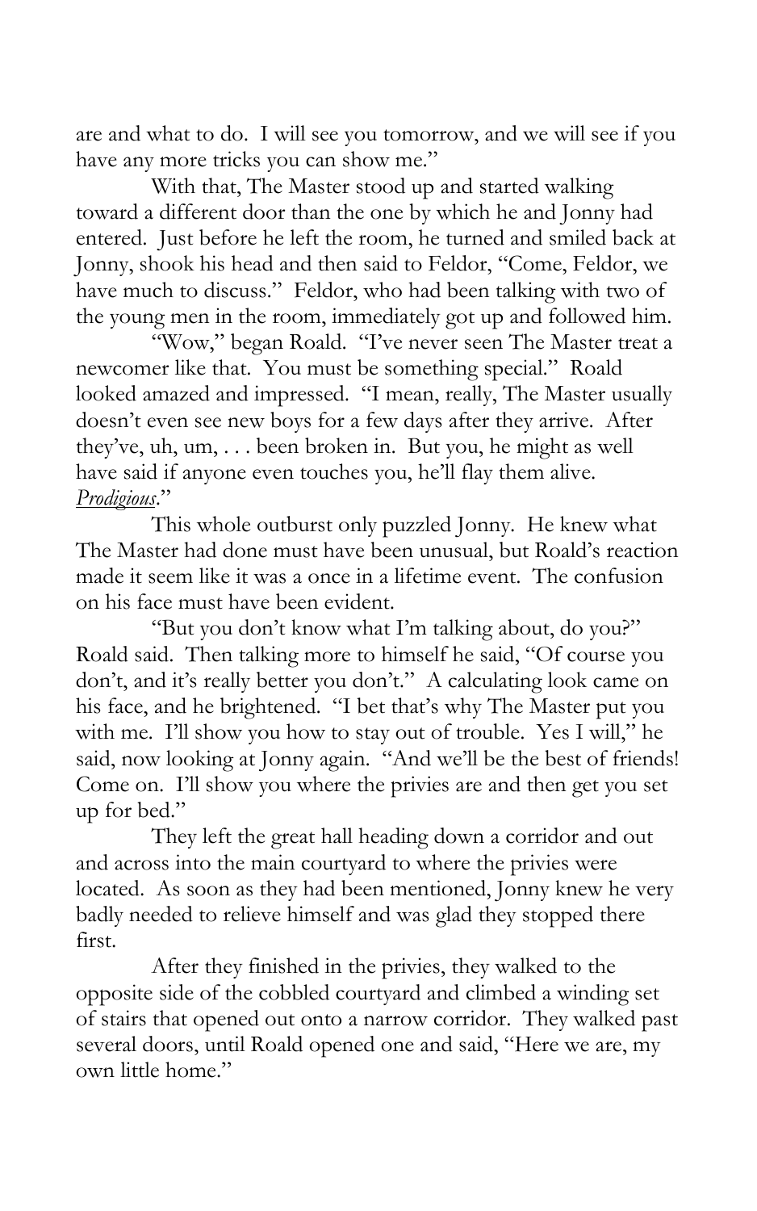are and what to do. I will see you tomorrow, and we will see if you have any more tricks you can show me."

With that, The Master stood up and started walking toward a different door than the one by which he and Jonny had entered. Just before he left the room, he turned and smiled back at Jonny, shook his head and then said to Feldor, "Come, Feldor, we have much to discuss." Feldor, who had been talking with two of the young men in the room, immediately got up and followed him.

"Wow," began Roald. "I've never seen The Master treat a newcomer like that. You must be something special." Roald looked amazed and impressed. "I mean, really, The Master usually doesn't even see new boys for a few days after they arrive. After they've, uh, um, . . . been broken in. But you, he might as well have said if anyone even touches you, he'll flay them alive. *Prodigious*."

This whole outburst only puzzled Jonny. He knew what The Master had done must have been unusual, but Roald's reaction made it seem like it was a once in a lifetime event. The confusion on his face must have been evident.

"But you don't know what I'm talking about, do you?" Roald said. Then talking more to himself he said, "Of course you don't, and it's really better you don't." A calculating look came on his face, and he brightened. "I bet that's why The Master put you with me. I'll show you how to stay out of trouble. Yes I will," he said, now looking at Jonny again. "And we'll be the best of friends! Come on. I'll show you where the privies are and then get you set up for bed."

They left the great hall heading down a corridor and out and across into the main courtyard to where the privies were located. As soon as they had been mentioned, Jonny knew he very badly needed to relieve himself and was glad they stopped there first.

After they finished in the privies, they walked to the opposite side of the cobbled courtyard and climbed a winding set of stairs that opened out onto a narrow corridor. They walked past several doors, until Roald opened one and said, "Here we are, my own little home."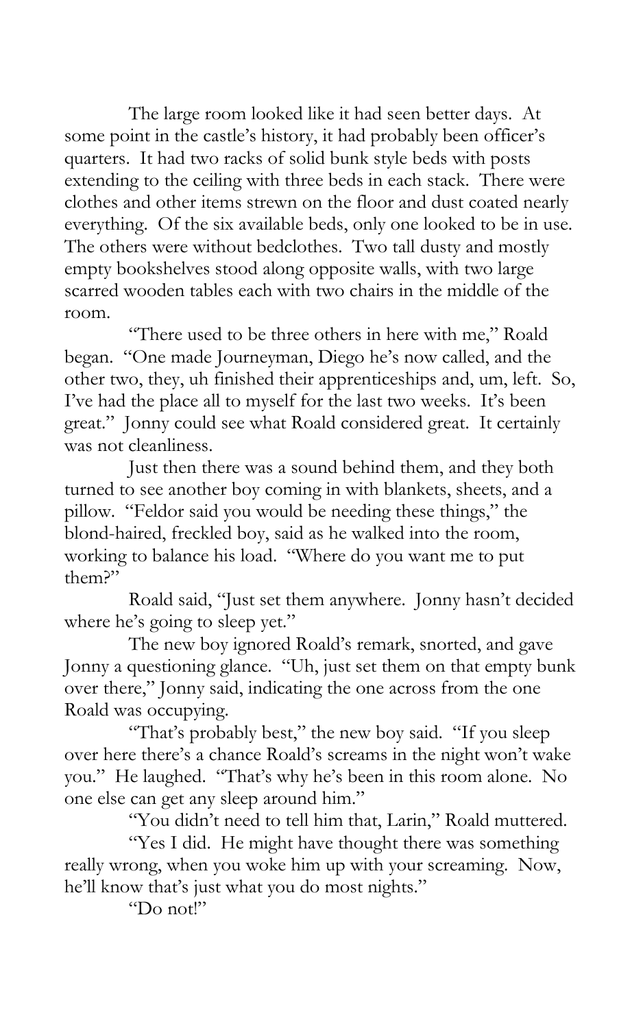The large room looked like it had seen better days. At some point in the castle's history, it had probably been officer's quarters. It had two racks of solid bunk style beds with posts extending to the ceiling with three beds in each stack. There were clothes and other items strewn on the floor and dust coated nearly everything. Of the six available beds, only one looked to be in use. The others were without bedclothes. Two tall dusty and mostly empty bookshelves stood along opposite walls, with two large scarred wooden tables each with two chairs in the middle of the room.

"There used to be three others in here with me," Roald began. "One made Journeyman, Diego he's now called, and the other two, they, uh finished their apprenticeships and, um, left. So, I've had the place all to myself for the last two weeks. It's been great." Jonny could see what Roald considered great. It certainly was not cleanliness.

Just then there was a sound behind them, and they both turned to see another boy coming in with blankets, sheets, and a pillow. "Feldor said you would be needing these things," the blond-haired, freckled boy, said as he walked into the room, working to balance his load. "Where do you want me to put them?"

Roald said, "Just set them anywhere. Jonny hasn't decided where he's going to sleep yet."

The new boy ignored Roald's remark, snorted, and gave Jonny a questioning glance. "Uh, just set them on that empty bunk over there," Jonny said, indicating the one across from the one Roald was occupying.

"That's probably best," the new boy said. "If you sleep over here there's a chance Roald's screams in the night won't wake you." He laughed. "That's why he's been in this room alone. No one else can get any sleep around him."

"You didn't need to tell him that, Larin," Roald muttered.

"Yes I did. He might have thought there was something really wrong, when you woke him up with your screaming. Now, he'll know that's just what you do most nights."

"Do not!"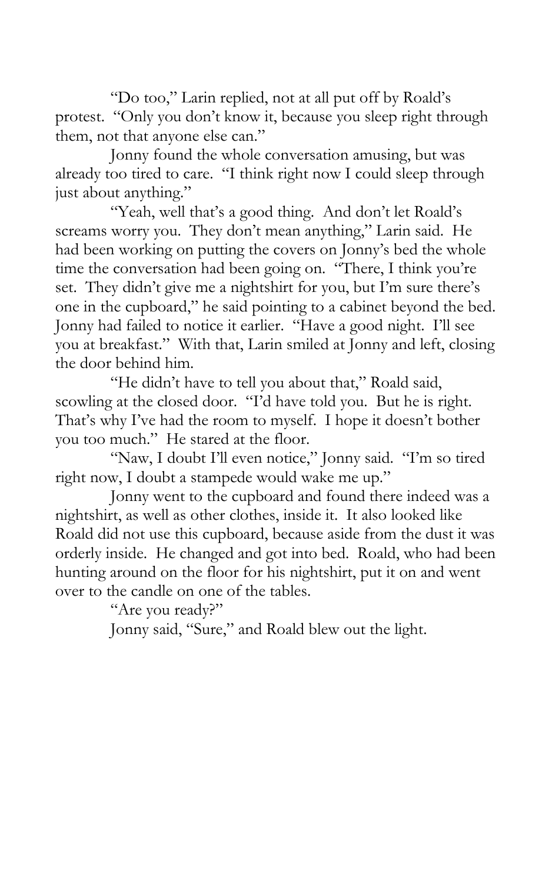"Do too," Larin replied, not at all put off by Roald's protest. "Only you don't know it, because you sleep right through them, not that anyone else can."

Jonny found the whole conversation amusing, but was already too tired to care. "I think right now I could sleep through just about anything."

"Yeah, well that's a good thing. And don't let Roald's screams worry you. They don't mean anything," Larin said. He had been working on putting the covers on Jonny's bed the whole time the conversation had been going on. "There, I think you're set. They didn't give me a nightshirt for you, but I'm sure there's one in the cupboard," he said pointing to a cabinet beyond the bed. Jonny had failed to notice it earlier. "Have a good night. I'll see you at breakfast." With that, Larin smiled at Jonny and left, closing the door behind him.

"He didn't have to tell you about that," Roald said, scowling at the closed door. "I'd have told you. But he is right. That's why I've had the room to myself. I hope it doesn't bother you too much." He stared at the floor.

"Naw, I doubt I'll even notice," Jonny said. "I'm so tired right now, I doubt a stampede would wake me up."

Jonny went to the cupboard and found there indeed was a nightshirt, as well as other clothes, inside it. It also looked like Roald did not use this cupboard, because aside from the dust it was orderly inside. He changed and got into bed. Roald, who had been hunting around on the floor for his nightshirt, put it on and went over to the candle on one of the tables.

"Are you ready?"

Jonny said, "Sure," and Roald blew out the light.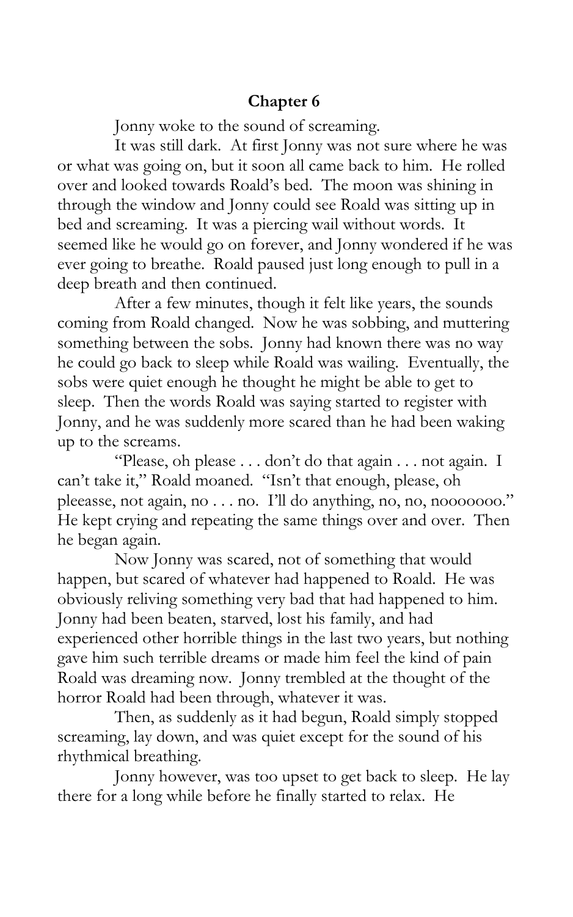## Chapter 6

Jonny woke to the sound of screaming.

It was still dark. At first Jonny was not sure where he was or what was going on, but it soon all came back to him. He rolled over and looked towards Roald's bed. The moon was shining in through the window and Jonny could see Roald was sitting up in bed and screaming. It was a piercing wail without words. It seemed like he would go on forever, and Jonny wondered if he was ever going to breathe. Roald paused just long enough to pull in a deep breath and then continued.

After a few minutes, though it felt like years, the sounds coming from Roald changed. Now he was sobbing, and muttering something between the sobs. Jonny had known there was no way he could go back to sleep while Roald was wailing. Eventually, the sobs were quiet enough he thought he might be able to get to sleep. Then the words Roald was saying started to register with Jonny, and he was suddenly more scared than he had been waking up to the screams.

"Please, oh please . . . don't do that again . . . not again. I can't take it," Roald moaned. "Isn't that enough, please, oh pleeasse, not again, no . . . no. I'll do anything, no, no, nooooooo." He kept crying and repeating the same things over and over. Then he began again.

Now Jonny was scared, not of something that would happen, but scared of whatever had happened to Roald. He was obviously reliving something very bad that had happened to him. Jonny had been beaten, starved, lost his family, and had experienced other horrible things in the last two years, but nothing gave him such terrible dreams or made him feel the kind of pain Roald was dreaming now. Jonny trembled at the thought of the horror Roald had been through, whatever it was.

Then, as suddenly as it had begun, Roald simply stopped screaming, lay down, and was quiet except for the sound of his rhythmical breathing.

Jonny however, was too upset to get back to sleep. He lay there for a long while before he finally started to relax. He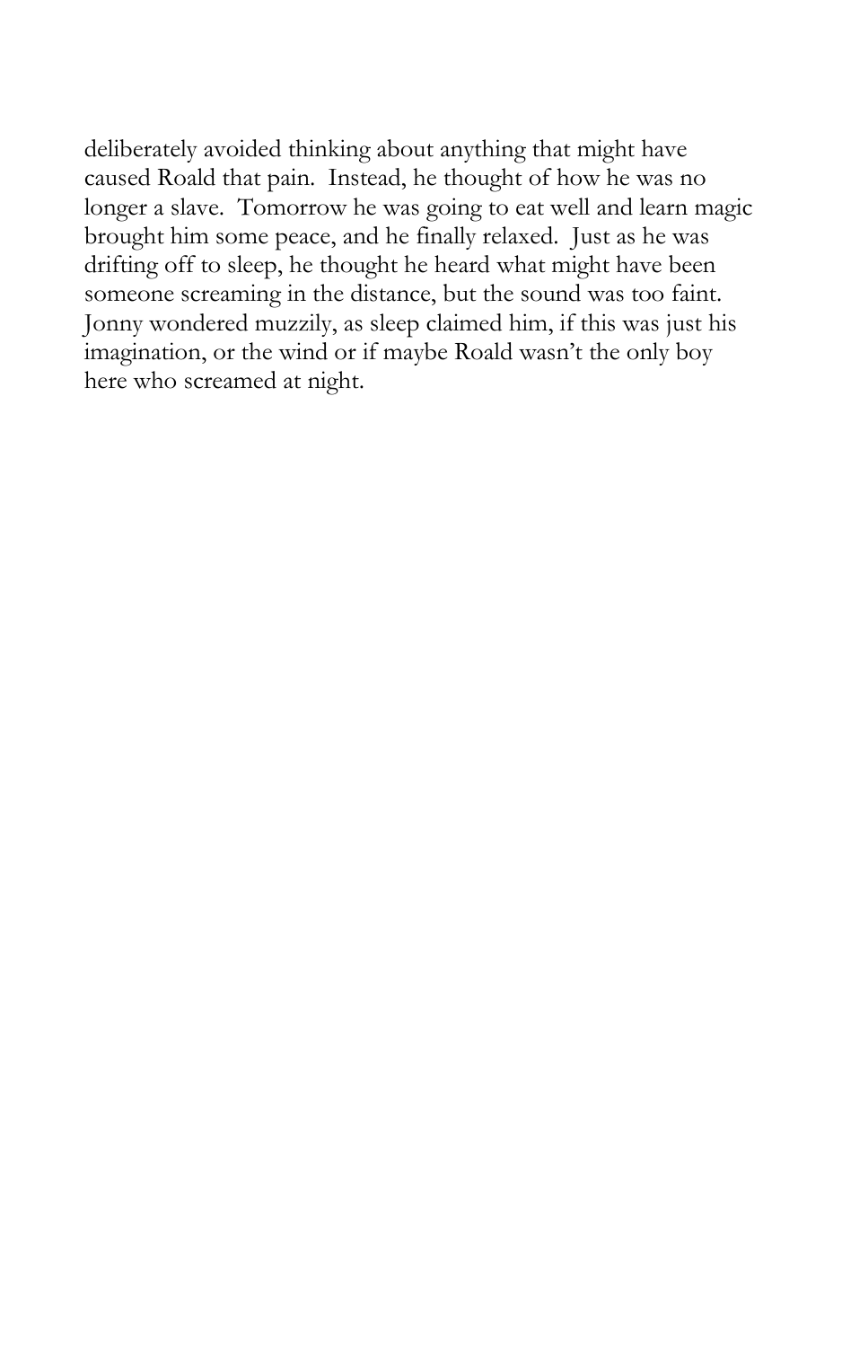deliberately avoided thinking about anything that might have caused Roald that pain. Instead, he thought of how he was no longer a slave. Tomorrow he was going to eat well and learn magic brought him some peace, and he finally relaxed. Just as he was drifting off to sleep, he thought he heard what might have been someone screaming in the distance, but the sound was too faint. Jonny wondered muzzily, as sleep claimed him, if this was just his imagination, or the wind or if maybe Roald wasn't the only boy here who screamed at night.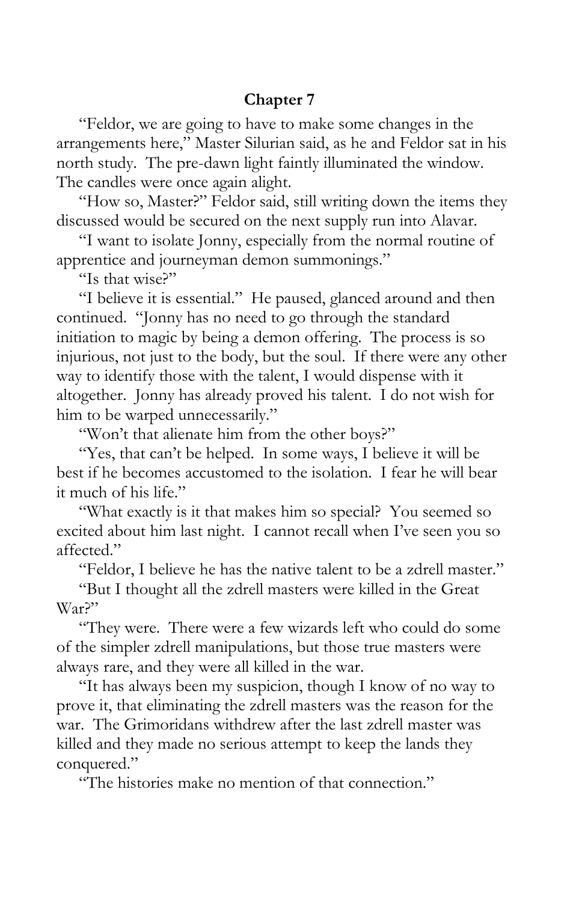## Chapter 7

"Feldor, we are going to have to make some changes in the arrangements here," Master Silurian said, as he and Feldor sat in his north study. The pre-dawn light faintly illuminated the window. The candles were once again alight.

"How so, Master?" Feldor said, still writing down the items they discussed would be secured on the next supply run into Alavar.

"I want to isolate Jonny, especially from the normal routine of apprentice and journeyman demon summonings."

"Is that wise?"

"I believe it is essential." He paused, glanced around and then continued. "Jonny has no need to go through the standard initiation to magic by being a demon offering. The process is so injurious, not just to the body, but the soul. If there were any other way to identify those with the talent, I would dispense with it altogether. Jonny has already proved his talent. I do not wish for him to be warped unnecessarily."

"Won't that alienate him from the other boys?"

"Yes, that can't be helped. In some ways, I believe it will be best if he becomes accustomed to the isolation. I fear he will bear it much of his life."

"What exactly is it that makes him so special? You seemed so excited about him last night. I cannot recall when I've seen you so affected."

"Feldor, I believe he has the native talent to be a zdrell master."

"But I thought all the zdrell masters were killed in the Great War?"

"They were. There were a few wizards left who could do some of the simpler zdrell manipulations, but those true masters were always rare, and they were all killed in the war.

"It has always been my suspicion, though I know of no way to prove it, that eliminating the zdrell masters was the reason for the war. The Grimoridans withdrew after the last zdrell master was killed and they made no serious attempt to keep the lands they conquered."

"The histories make no mention of that connection."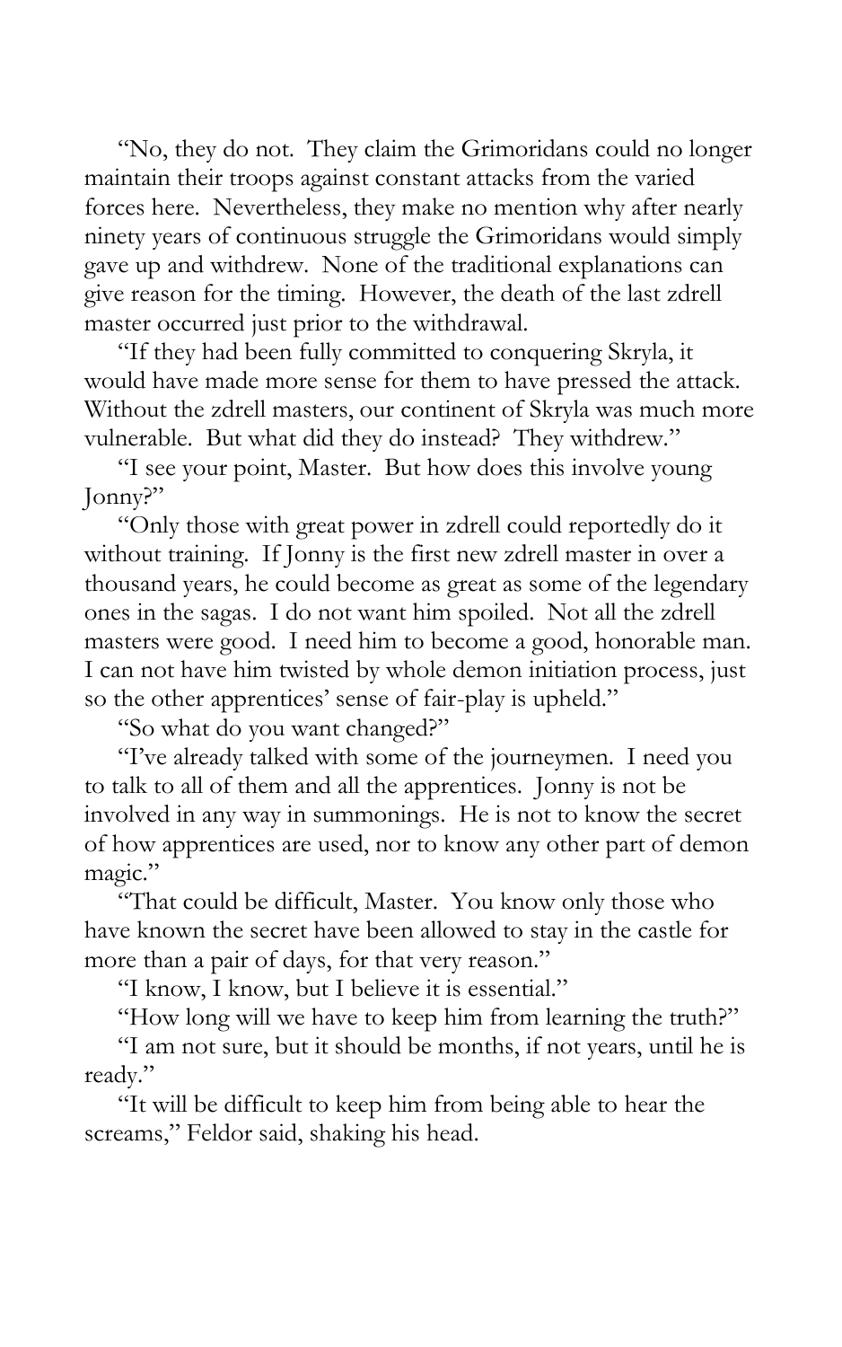"No, they do not. They claim the Grimoridans could no longer maintain their troops against constant attacks from the varied forces here. Nevertheless, they make no mention why after nearly ninety years of continuous struggle the Grimoridans would simply gave up and withdrew. None of the traditional explanations can give reason for the timing. However, the death of the last zdrell master occurred just prior to the withdrawal.

"If they had been fully committed to conquering Skryla, it would have made more sense for them to have pressed the attack. Without the zdrell masters, our continent of Skryla was much more vulnerable. But what did they do instead? They withdrew."

"I see your point, Master. But how does this involve young Jonny?"

"Only those with great power in zdrell could reportedly do it without training. If Jonny is the first new zdrell master in over a thousand years, he could become as great as some of the legendary ones in the sagas. I do not want him spoiled. Not all the zdrell masters were good. I need him to become a good, honorable man. I can not have him twisted by whole demon initiation process, just so the other apprentices' sense of fair-play is upheld."

"So what do you want changed?"

"I've already talked with some of the journeymen. I need you to talk to all of them and all the apprentices. Jonny is not be involved in any way in summonings. He is not to know the secret of how apprentices are used, nor to know any other part of demon magic."

"That could be difficult, Master. You know only those who have known the secret have been allowed to stay in the castle for more than a pair of days, for that very reason."

"I know, I know, but I believe it is essential."

"How long will we have to keep him from learning the truth?"

"I am not sure, but it should be months, if not years, until he is ready."

"It will be difficult to keep him from being able to hear the screams," Feldor said, shaking his head.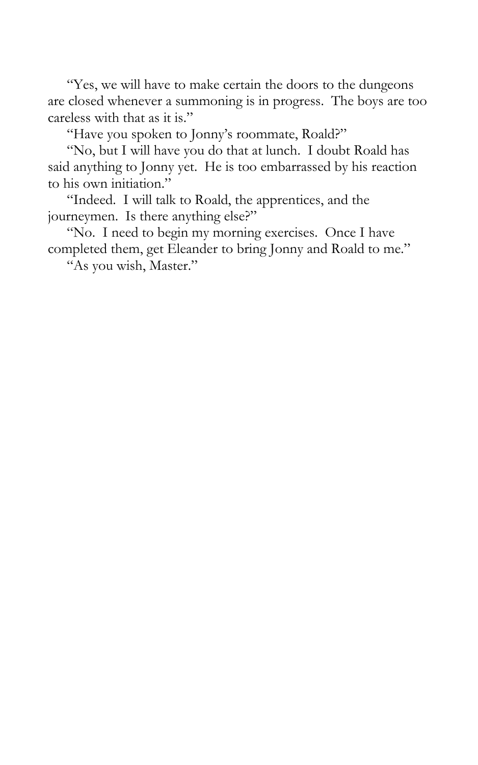"Yes, we will have to make certain the doors to the dungeons are closed whenever a summoning is in progress.  The boys are too careless with that as it is."

"Have you spoken to Jonny's roommate, Roald?"

"No, but I will have you do that at lunch.  I doubt Roald has said anything to Jonny yet.  He is too embarrassed by his reaction to his own initiation."

"Indeed.  I will talk to Roald, the apprentices, and the journeymen.  Is there anything else?"

"No.  I need to begin my morning exercises.  Once I have completed them, get Eleander to bring Jonny and Roald to me."

"As you wish, Master."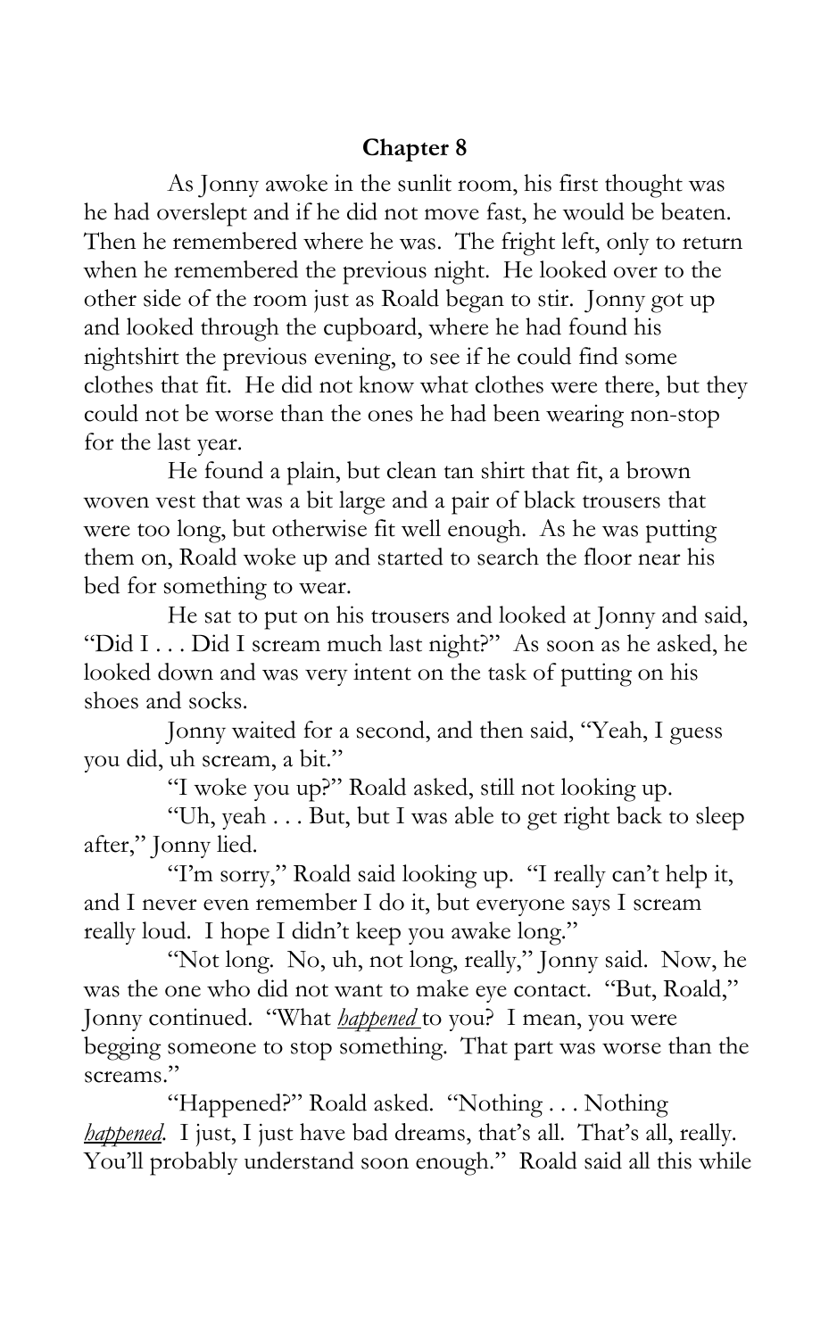## Chapter 8

As Jonny awoke in the sunlit room, his first thought was he had overslept and if he did not move fast, he would be beaten. Then he remembered where he was. The fright left, only to return when he remembered the previous night. He looked over to the other side of the room just as Roald began to stir. Jonny got up and looked through the cupboard, where he had found his nightshirt the previous evening, to see if he could find some clothes that fit. He did not know what clothes were there, but they could not be worse than the ones he had been wearing non-stop for the last year.

He found a plain, but clean tan shirt that fit, a brown woven vest that was a bit large and a pair of black trousers that were too long, but otherwise fit well enough. As he was putting them on, Roald woke up and started to search the floor near his bed for something to wear.

He sat to put on his trousers and looked at Jonny and said, "Did I . . . Did I scream much last night?" As soon as he asked, he looked down and was very intent on the task of putting on his shoes and socks.

Jonny waited for a second, and then said, "Yeah, I guess you did, uh scream, a bit."

"I woke you up?" Roald asked, still not looking up.

"Uh, yeah . . . But, but I was able to get right back to sleep after," Jonny lied.

"I'm sorry," Roald said looking up. "I really can't help it, and I never even remember I do it, but everyone says I scream really loud. I hope I didn't keep you awake long."

"Not long. No, uh, not long, really," Jonny said. Now, he was the one who did not want to make eye contact. "But, Roald," Jonny continued. "What <u>*happened*</u> to you? I mean, you were begging someone to stop something. That part was worse than the screams."

"Happened?" Roald asked. "Nothing . . . Nothing <u>*happened*</u>. I just, I just have bad dreams, that's all. That's all, really. You'll probably understand soon enough." Roald said all this while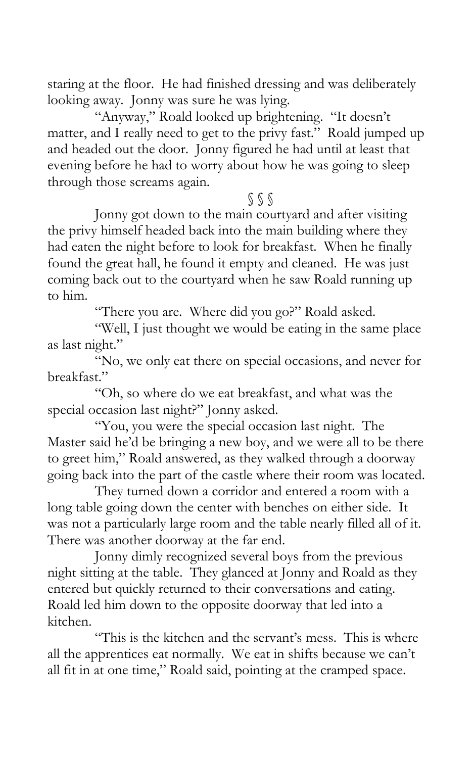staring at the floor. He had finished dressing and was deliberately looking away. Jonny was sure he was lying.

"Anyway," Roald looked up brightening. "It doesn't matter, and I really need to get to the privy fast." Roald jumped up and headed out the door. Jonny figured he had until at least that evening before he had to worry about how he was going to sleep through those screams again.

§ § §

Jonny got down to the main courtyard and after visiting the privy himself headed back into the main building where they had eaten the night before to look for breakfast. When he finally found the great hall, he found it empty and cleaned. He was just coming back out to the courtyard when he saw Roald running up to him.

"There you are. Where did you go?" Roald asked.

"Well, I just thought we would be eating in the same place as last night."

"No, we only eat there on special occasions, and never for breakfast."

"Oh, so where do we eat breakfast, and what was the special occasion last night?" Jonny asked.

"You, you were the special occasion last night. The Master said he'd be bringing a new boy, and we were all to be there to greet him," Roald answered, as they walked through a doorway going back into the part of the castle where their room was located.

They turned down a corridor and entered a room with a long table going down the center with benches on either side. It was not a particularly large room and the table nearly filled all of it. There was another doorway at the far end.

Jonny dimly recognized several boys from the previous night sitting at the table. They glanced at Jonny and Roald as they entered but quickly returned to their conversations and eating. Roald led him down to the opposite doorway that led into a kitchen.

"This is the kitchen and the servant's mess. This is where all the apprentices eat normally. We eat in shifts because we can't all fit in at one time," Roald said, pointing at the cramped space.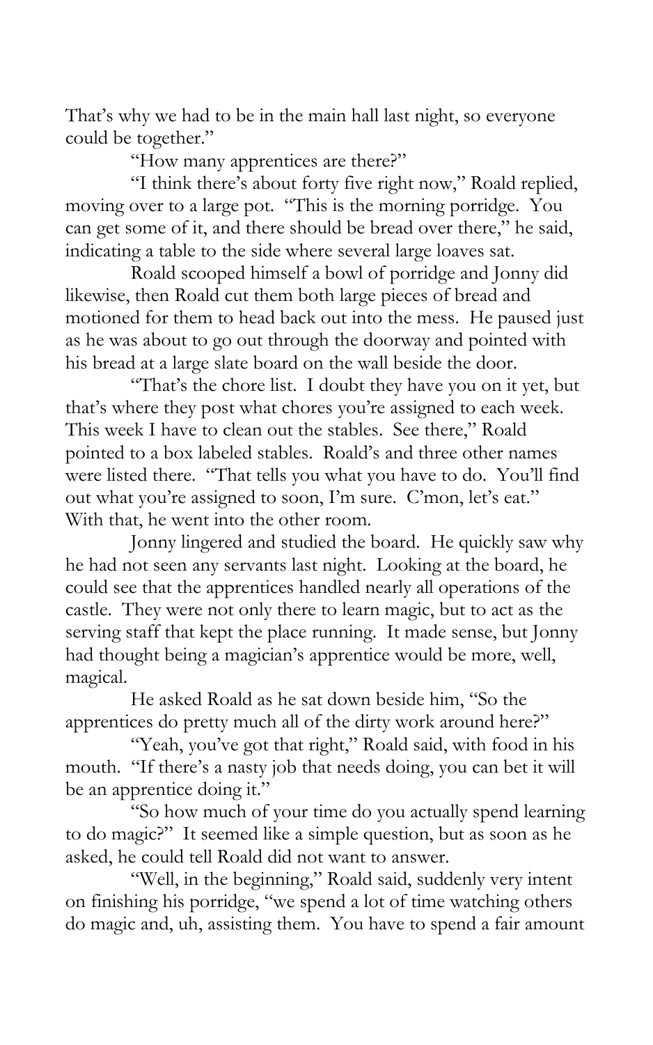That's why we had to be in the main hall last night, so everyone could be together."

"How many apprentices are there?"

"I think there's about forty five right now," Roald replied, moving over to a large pot. "This is the morning porridge. You can get some of it, and there should be bread over there," he said, indicating a table to the side where several large loaves sat.

Roald scooped himself a bowl of porridge and Jonny did likewise, then Roald cut them both large pieces of bread and motioned for them to head back out into the mess. He paused just as he was about to go out through the doorway and pointed with his bread at a large slate board on the wall beside the door.

"That's the chore list. I doubt they have you on it yet, but that's where they post what chores you're assigned to each week. This week I have to clean out the stables. See there," Roald pointed to a box labeled stables. Roald's and three other names were listed there. "That tells you what you have to do. You'll find out what you're assigned to soon, I'm sure. C'mon, let's eat." With that, he went into the other room.

Jonny lingered and studied the board. He quickly saw why he had not seen any servants last night. Looking at the board, he could see that the apprentices handled nearly all operations of the castle. They were not only there to learn magic, but to act as the serving staff that kept the place running. It made sense, but Jonny had thought being a magician's apprentice would be more, well, magical.

He asked Roald as he sat down beside him, "So the apprentices do pretty much all of the dirty work around here?"

"Yeah, you've got that right," Roald said, with food in his mouth. "If there's a nasty job that needs doing, you can bet it will be an apprentice doing it."

"So how much of your time do you actually spend learning to do magic?" It seemed like a simple question, but as soon as he asked, he could tell Roald did not want to answer.

"Well, in the beginning," Roald said, suddenly very intent on finishing his porridge, "we spend a lot of time watching others do magic and, uh, assisting them. You have to spend a fair amount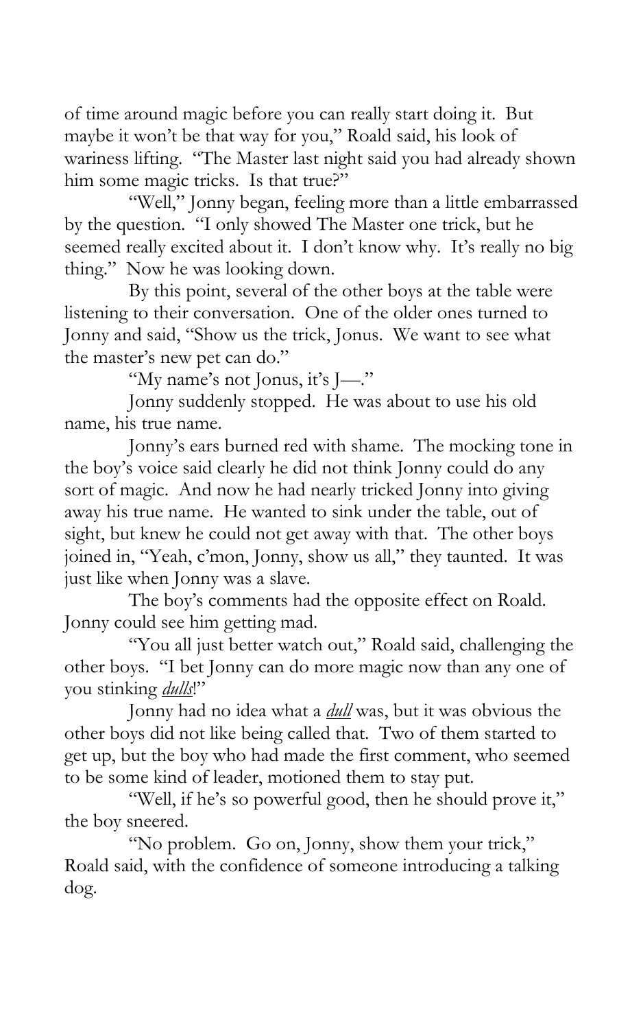of time around magic before you can really start doing it. But maybe it won't be that way for you," Roald said, his look of wariness lifting. "The Master last night said you had already shown him some magic tricks. Is that true?"

"Well," Jonny began, feeling more than a little embarrassed by the question. "I only showed The Master one trick, but he seemed really excited about it. I don't know why. It's really no big thing." Now he was looking down.

By this point, several of the other boys at the table were listening to their conversation. One of the older ones turned to Jonny and said, "Show us the trick, Jonus. We want to see what the master's new pet can do."

"My name's not Jonus, it's J—."

Jonny suddenly stopped. He was about to use his old name, his true name.

Jonny's ears burned red with shame. The mocking tone in the boy's voice said clearly he did not think Jonny could do any sort of magic. And now he had nearly tricked Jonny into giving away his true name. He wanted to sink under the table, out of sight, but knew he could not get away with that. The other boys joined in, "Yeah, c'mon, Jonny, show us all," they taunted. It was just like when Jonny was a slave.

The boy's comments had the opposite effect on Roald. Jonny could see him getting mad.

"You all just better watch out," Roald said, challenging the other boys. "I bet Jonny can do more magic now than any one of you stinking <u>*dulls*</u>!"

Jonny had no idea what a <u>*dull*</u> was, but it was obvious the other boys did not like being called that. Two of them started to get up, but the boy who had made the first comment, who seemed to be some kind of leader, motioned them to stay put.

"Well, if he's so powerful good, then he should prove it," the boy sneered.

"No problem. Go on, Jonny, show them your trick," Roald said, with the confidence of someone introducing a talking dog.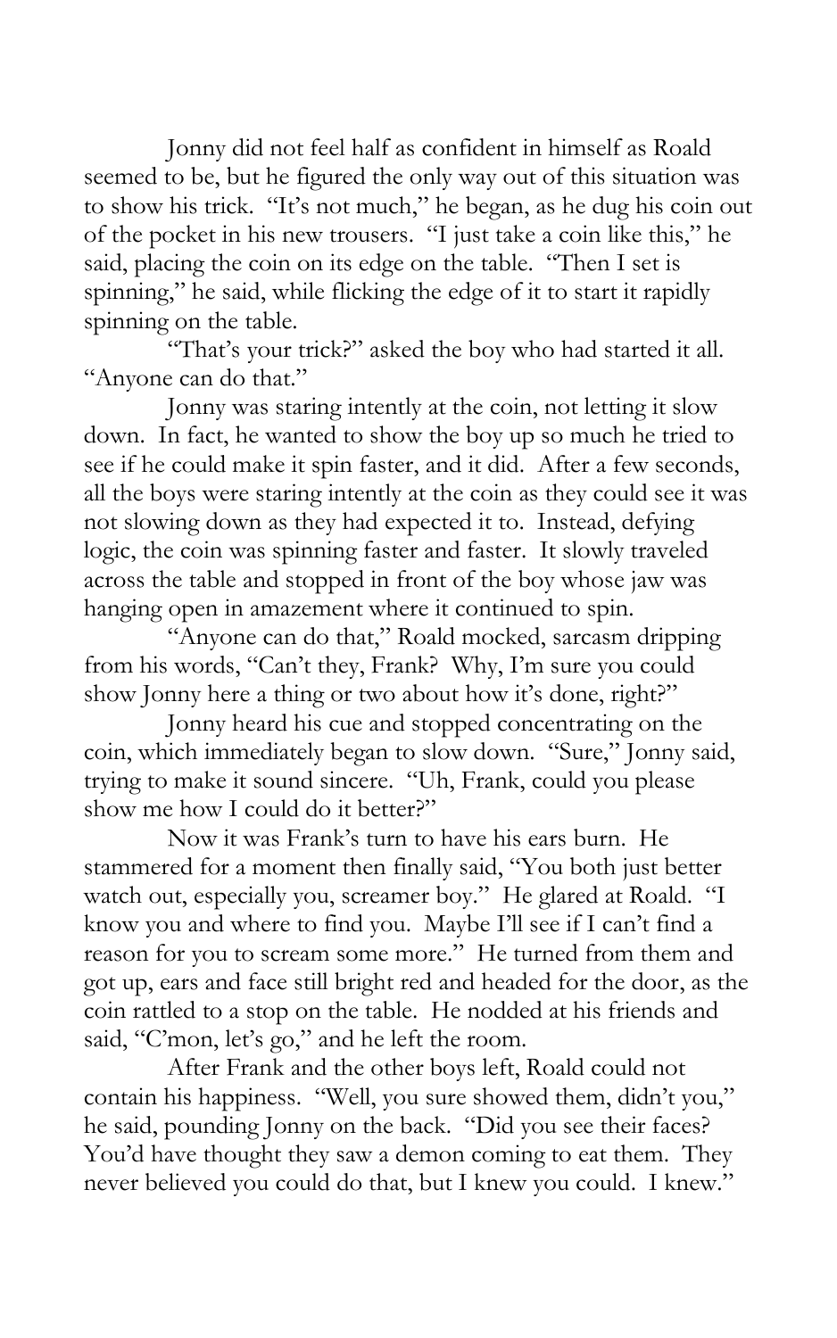Jonny did not feel half as confident in himself as Roald seemed to be, but he figured the only way out of this situation was to show his trick. "It's not much," he began, as he dug his coin out of the pocket in his new trousers. "I just take a coin like this," he said, placing the coin on its edge on the table. "Then I set is spinning," he said, while flicking the edge of it to start it rapidly spinning on the table.

"That's your trick?" asked the boy who had started it all. "Anyone can do that."

Jonny was staring intently at the coin, not letting it slow down. In fact, he wanted to show the boy up so much he tried to see if he could make it spin faster, and it did. After a few seconds, all the boys were staring intently at the coin as they could see it was not slowing down as they had expected it to. Instead, defying logic, the coin was spinning faster and faster. It slowly traveled across the table and stopped in front of the boy whose jaw was hanging open in amazement where it continued to spin.

"Anyone can do that," Roald mocked, sarcasm dripping from his words, "Can't they, Frank? Why, I'm sure you could show Jonny here a thing or two about how it's done, right?"

Jonny heard his cue and stopped concentrating on the coin, which immediately began to slow down. "Sure," Jonny said, trying to make it sound sincere. "Uh, Frank, could you please show me how I could do it better?"

Now it was Frank's turn to have his ears burn. He stammered for a moment then finally said, "You both just better watch out, especially you, screamer boy." He glared at Roald. "I know you and where to find you. Maybe I'll see if I can't find a reason for you to scream some more." He turned from them and got up, ears and face still bright red and headed for the door, as the coin rattled to a stop on the table. He nodded at his friends and said, "C'mon, let's go," and he left the room.

After Frank and the other boys left, Roald could not contain his happiness. "Well, you sure showed them, didn't you," he said, pounding Jonny on the back. "Did you see their faces? You'd have thought they saw a demon coming to eat them. They never believed you could do that, but I knew you could. I knew."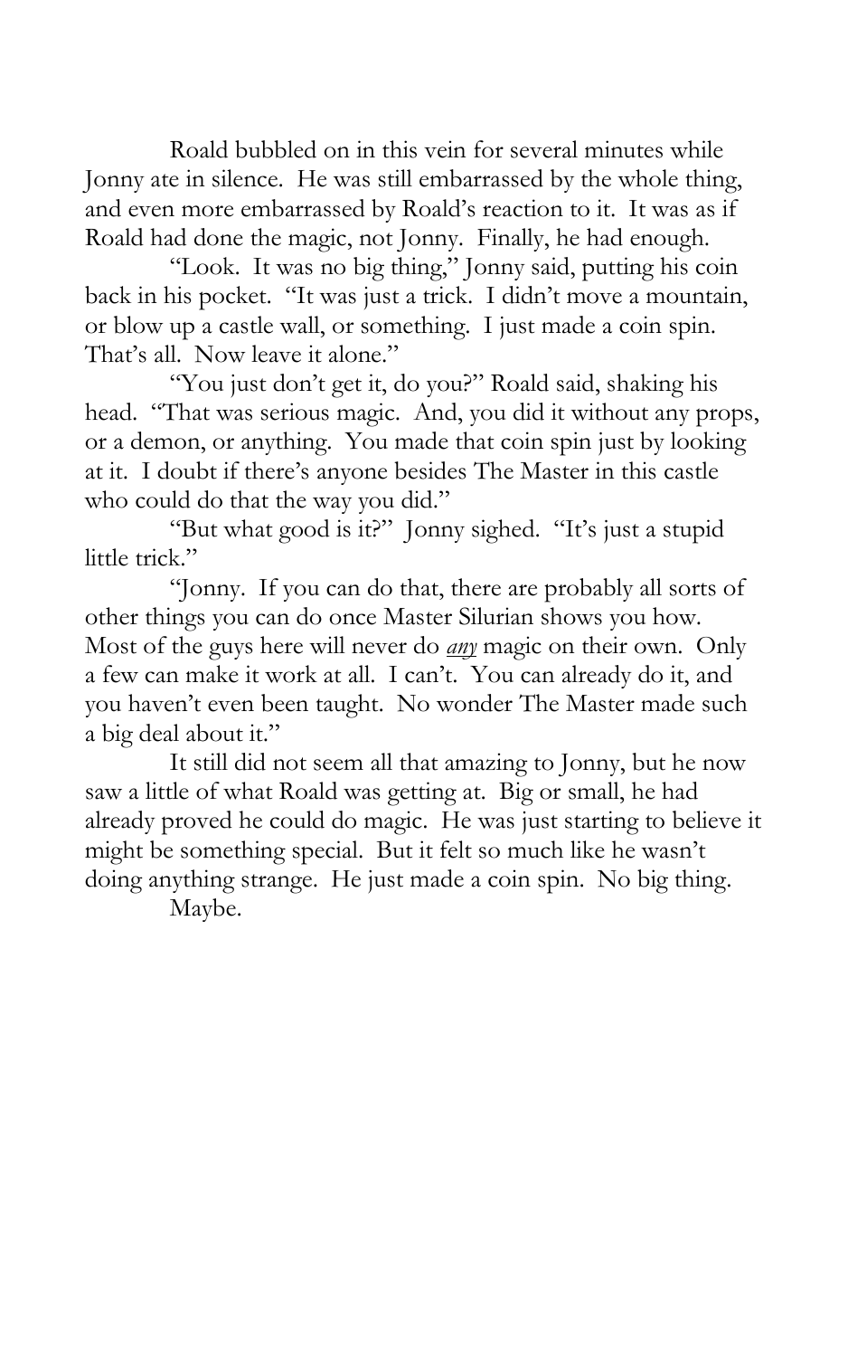Roald bubbled on in this vein for several minutes while Jonny ate in silence. He was still embarrassed by the whole thing, and even more embarrassed by Roald's reaction to it. It was as if Roald had done the magic, not Jonny. Finally, he had enough.

"Look. It was no big thing," Jonny said, putting his coin back in his pocket. "It was just a trick. I didn't move a mountain, or blow up a castle wall, or something. I just made a coin spin. That's all. Now leave it alone."

"You just don't get it, do you?" Roald said, shaking his head. "That was serious magic. And, you did it without any props, or a demon, or anything. You made that coin spin just by looking at it. I doubt if there's anyone besides The Master in this castle who could do that the way you did."

"But what good is it?" Jonny sighed. "It's just a stupid little trick."

"Jonny. If you can do that, there are probably all sorts of other things you can do once Master Silurian shows you how. Most of the guys here will never do ***any*** magic on their own. Only a few can make it work at all. I can't. You can already do it, and you haven't even been taught. No wonder The Master made such a big deal about it."

It still did not seem all that amazing to Jonny, but he now saw a little of what Roald was getting at. Big or small, he had already proved he could do magic. He was just starting to believe it might be something special. But it felt so much like he wasn't doing anything strange. He just made a coin spin. No big thing.

Maybe.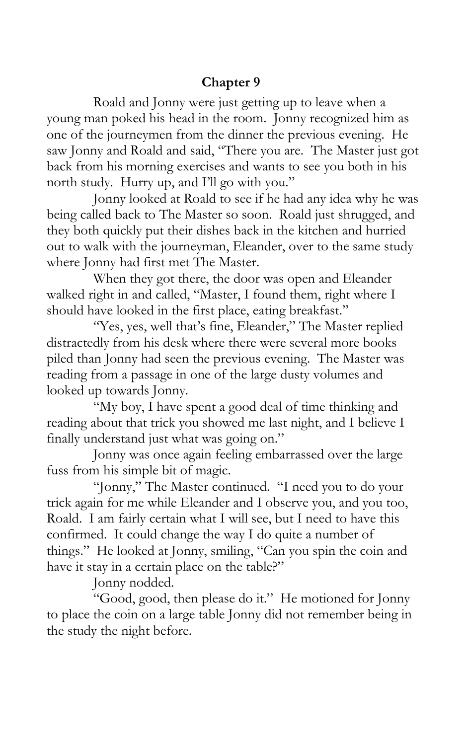## Chapter 9

Roald and Jonny were just getting up to leave when a young man poked his head in the room. Jonny recognized him as one of the journeymen from the dinner the previous evening. He saw Jonny and Roald and said, "There you are. The Master just got back from his morning exercises and wants to see you both in his north study. Hurry up, and I'll go with you."

Jonny looked at Roald to see if he had any idea why he was being called back to The Master so soon. Roald just shrugged, and they both quickly put their dishes back in the kitchen and hurried out to walk with the journeyman, Eleander, over to the same study where Jonny had first met The Master.

When they got there, the door was open and Eleander walked right in and called, "Master, I found them, right where I should have looked in the first place, eating breakfast."

"Yes, yes, well that's fine, Eleander," The Master replied distractedly from his desk where there were several more books piled than Jonny had seen the previous evening. The Master was reading from a passage in one of the large dusty volumes and looked up towards Jonny.

"My boy, I have spent a good deal of time thinking and reading about that trick you showed me last night, and I believe I finally understand just what was going on."

Jonny was once again feeling embarrassed over the large fuss from his simple bit of magic.

"Jonny," The Master continued. "I need you to do your trick again for me while Eleander and I observe you, and you too, Roald. I am fairly certain what I will see, but I need to have this confirmed. It could change the way I do quite a number of things." He looked at Jonny, smiling, "Can you spin the coin and have it stay in a certain place on the table?"

Jonny nodded.

"Good, good, then please do it." He motioned for Jonny to place the coin on a large table Jonny did not remember being in the study the night before.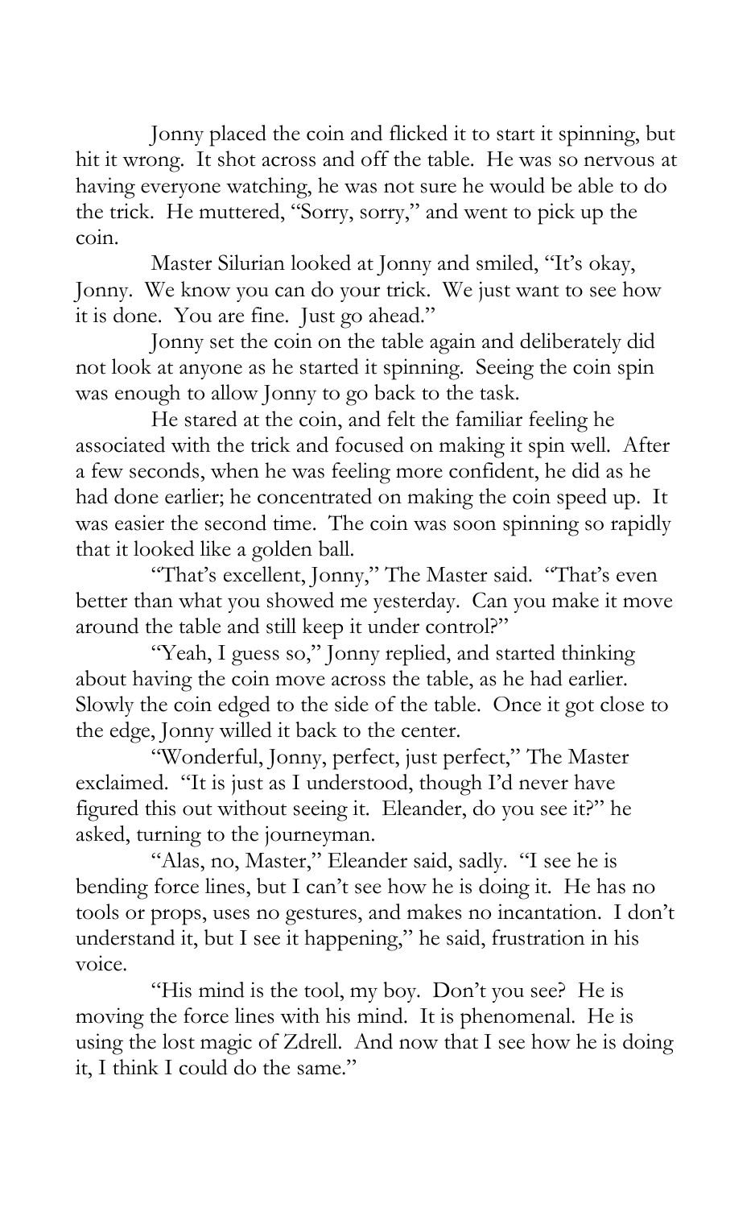Jonny placed the coin and flicked it to start it spinning, but hit it wrong. It shot across and off the table. He was so nervous at having everyone watching, he was not sure he would be able to do the trick. He muttered, "Sorry, sorry," and went to pick up the coin.

Master Silurian looked at Jonny and smiled, "It's okay, Jonny. We know you can do your trick. We just want to see how it is done. You are fine. Just go ahead."

Jonny set the coin on the table again and deliberately did not look at anyone as he started it spinning. Seeing the coin spin was enough to allow Jonny to go back to the task.

He stared at the coin, and felt the familiar feeling he associated with the trick and focused on making it spin well. After a few seconds, when he was feeling more confident, he did as he had done earlier; he concentrated on making the coin speed up. It was easier the second time. The coin was soon spinning so rapidly that it looked like a golden ball.

"That's excellent, Jonny," The Master said. "That's even better than what you showed me yesterday. Can you make it move around the table and still keep it under control?"

"Yeah, I guess so," Jonny replied, and started thinking about having the coin move across the table, as he had earlier. Slowly the coin edged to the side of the table. Once it got close to the edge, Jonny willed it back to the center.

"Wonderful, Jonny, perfect, just perfect," The Master exclaimed. "It is just as I understood, though I'd never have figured this out without seeing it. Eleander, do you see it?" he asked, turning to the journeyman.

"Alas, no, Master," Eleander said, sadly. "I see he is bending force lines, but I can't see how he is doing it. He has no tools or props, uses no gestures, and makes no incantation. I don't understand it, but I see it happening," he said, frustration in his voice.

"His mind is the tool, my boy. Don't you see? He is moving the force lines with his mind. It is phenomenal. He is using the lost magic of Zdrell. And now that I see how he is doing it, I think I could do the same."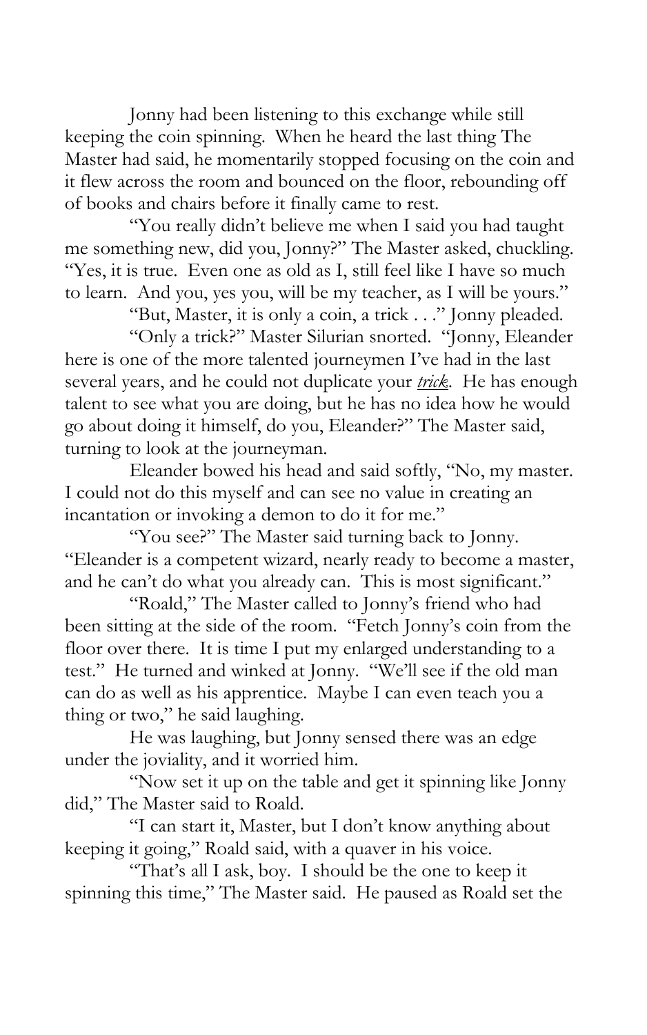Jonny had been listening to this exchange while still keeping the coin spinning. When he heard the last thing The Master had said, he momentarily stopped focusing on the coin and it flew across the room and bounced on the floor, rebounding off of books and chairs before it finally came to rest.

"You really didn't believe me when I said you had taught me something new, did you, Jonny?" The Master asked, chuckling. "Yes, it is true. Even one as old as I, still feel like I have so much to learn. And you, yes you, will be my teacher, as I will be yours."

"But, Master, it is only a coin, a trick . . ." Jonny pleaded.

"Only a trick?" Master Silurian snorted. "Jonny, Eleander here is one of the more talented journeymen I've had in the last several years, and he could not duplicate your ***trick***. He has enough talent to see what you are doing, but he has no idea how he would go about doing it himself, do you, Eleander?" The Master said, turning to look at the journeyman.

Eleander bowed his head and said softly, "No, my master. I could not do this myself and can see no value in creating an incantation or invoking a demon to do it for me."

"You see?" The Master said turning back to Jonny. "Eleander is a competent wizard, nearly ready to become a master, and he can't do what you already can. This is most significant."

"Roald," The Master called to Jonny's friend who had been sitting at the side of the room. "Fetch Jonny's coin from the floor over there. It is time I put my enlarged understanding to a test." He turned and winked at Jonny. "We'll see if the old man can do as well as his apprentice. Maybe I can even teach you a thing or two," he said laughing.

He was laughing, but Jonny sensed there was an edge under the joviality, and it worried him.

"Now set it up on the table and get it spinning like Jonny did," The Master said to Roald.

"I can start it, Master, but I don't know anything about keeping it going," Roald said, with a quaver in his voice.

"That's all I ask, boy. I should be the one to keep it spinning this time," The Master said. He paused as Roald set the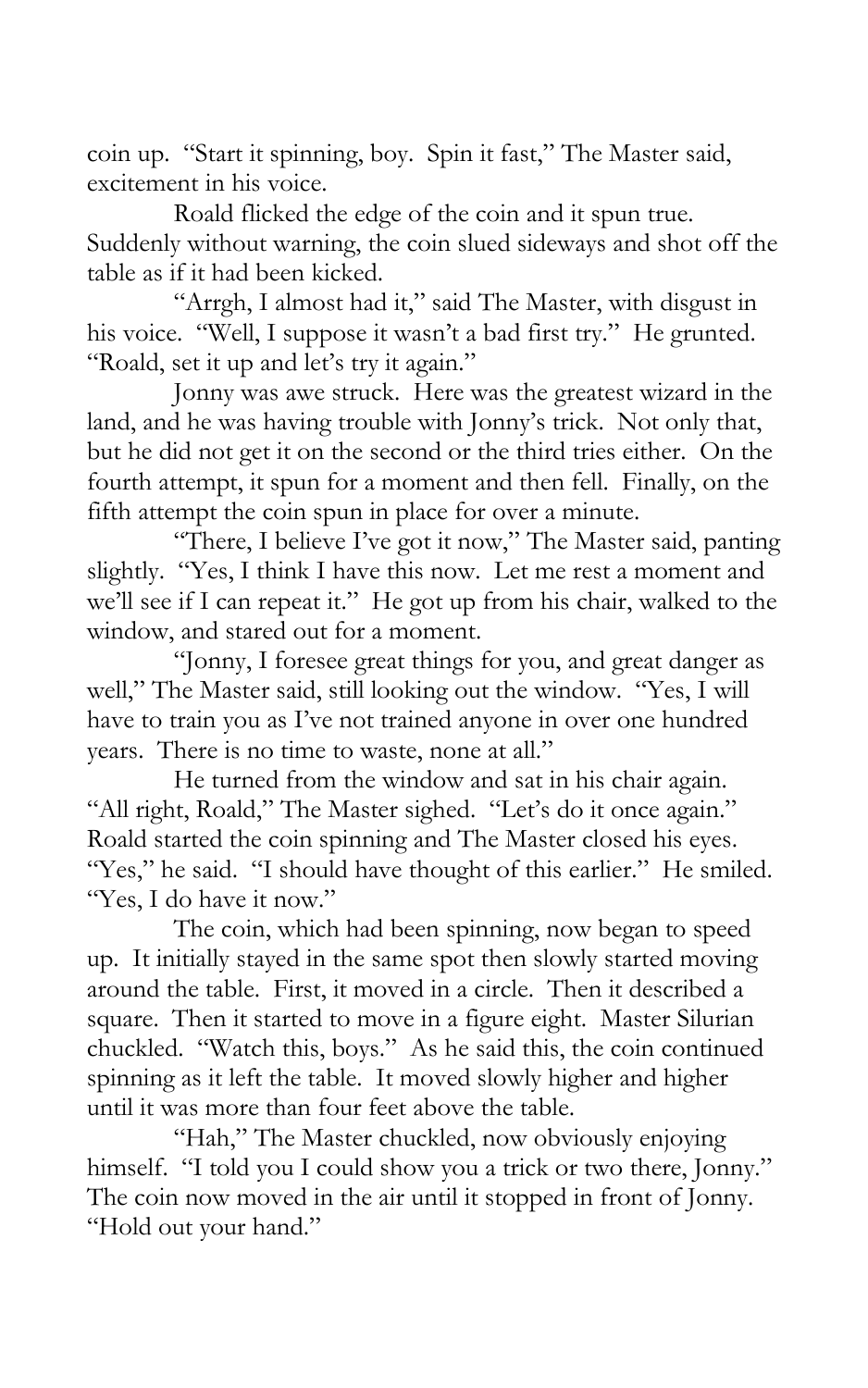coin up. "Start it spinning, boy. Spin it fast," The Master said, excitement in his voice.

Roald flicked the edge of the coin and it spun true. Suddenly without warning, the coin slued sideways and shot off the table as if it had been kicked.

"Arrgh, I almost had it," said The Master, with disgust in his voice. "Well, I suppose it wasn't a bad first try." He grunted. "Roald, set it up and let's try it again."

Jonny was awe struck. Here was the greatest wizard in the land, and he was having trouble with Jonny's trick. Not only that, but he did not get it on the second or the third tries either. On the fourth attempt, it spun for a moment and then fell. Finally, on the fifth attempt the coin spun in place for over a minute.

"There, I believe I've got it now," The Master said, panting slightly. "Yes, I think I have this now. Let me rest a moment and we'll see if I can repeat it." He got up from his chair, walked to the window, and stared out for a moment.

"Jonny, I foresee great things for you, and great danger as well," The Master said, still looking out the window. "Yes, I will have to train you as I've not trained anyone in over one hundred years. There is no time to waste, none at all."

He turned from the window and sat in his chair again. "All right, Roald," The Master sighed. "Let's do it once again." Roald started the coin spinning and The Master closed his eyes. "Yes," he said. "I should have thought of this earlier." He smiled. "Yes, I do have it now."

The coin, which had been spinning, now began to speed up. It initially stayed in the same spot then slowly started moving around the table. First, it moved in a circle. Then it described a square. Then it started to move in a figure eight. Master Silurian chuckled. "Watch this, boys." As he said this, the coin continued spinning as it left the table. It moved slowly higher and higher until it was more than four feet above the table.

"Hah," The Master chuckled, now obviously enjoying himself. "I told you I could show you a trick or two there, Jonny." The coin now moved in the air until it stopped in front of Jonny. "Hold out your hand."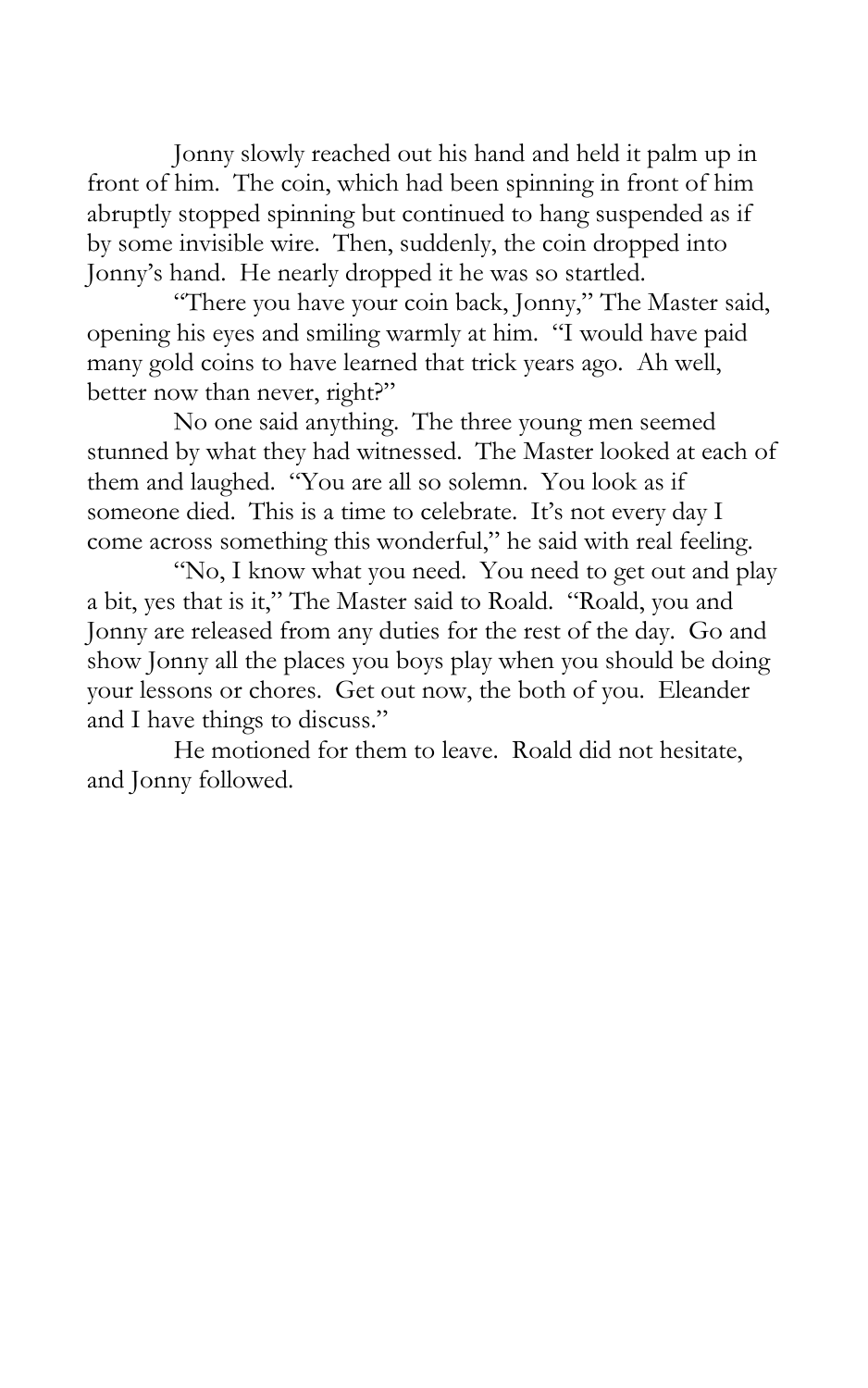Jonny slowly reached out his hand and held it palm up in front of him. The coin, which had been spinning in front of him abruptly stopped spinning but continued to hang suspended as if by some invisible wire. Then, suddenly, the coin dropped into Jonny's hand. He nearly dropped it he was so startled.

"There you have your coin back, Jonny," The Master said, opening his eyes and smiling warmly at him. "I would have paid many gold coins to have learned that trick years ago. Ah well, better now than never, right?"

No one said anything. The three young men seemed stunned by what they had witnessed. The Master looked at each of them and laughed. "You are all so solemn. You look as if someone died. This is a time to celebrate. It's not every day I come across something this wonderful," he said with real feeling.

"No, I know what you need. You need to get out and play a bit, yes that is it," The Master said to Roald. "Roald, you and Jonny are released from any duties for the rest of the day. Go and show Jonny all the places you boys play when you should be doing your lessons or chores. Get out now, the both of you. Eleander and I have things to discuss."

He motioned for them to leave. Roald did not hesitate, and Jonny followed.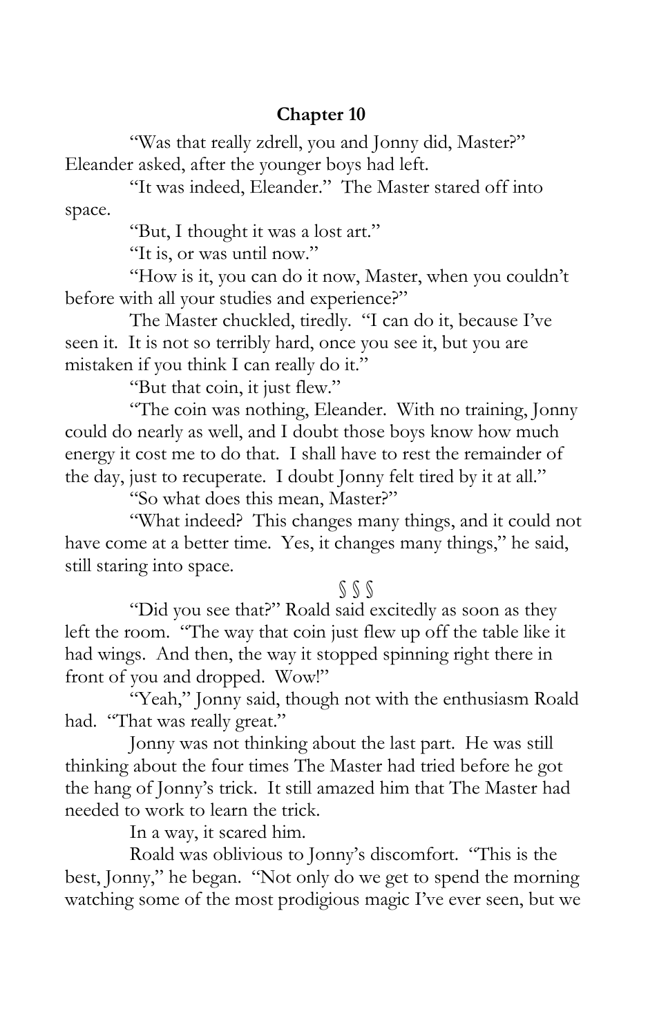## Chapter 10

"Was that really zdrell, you and Jonny did, Master?" Eleander asked, after the younger boys had left.

"It was indeed, Eleander." The Master stared off into space.

"But, I thought it was a lost art."

"It is, or was until now."

"How is it, you can do it now, Master, when you couldn't before with all your studies and experience?"

The Master chuckled, tiredly. "I can do it, because I've seen it. It is not so terribly hard, once you see it, but you are mistaken if you think I can really do it."

"But that coin, it just flew."

"The coin was nothing, Eleander. With no training, Jonny could do nearly as well, and I doubt those boys know how much energy it cost me to do that. I shall have to rest the remainder of the day, just to recuperate. I doubt Jonny felt tired by it at all."

"So what does this mean, Master?"

"What indeed? This changes many things, and it could not have come at a better time. Yes, it changes many things," he said, still staring into space.

§ § §

"Did you see that?" Roald said excitedly as soon as they left the room. "The way that coin just flew up off the table like it had wings. And then, the way it stopped spinning right there in front of you and dropped. Wow!"

"Yeah," Jonny said, though not with the enthusiasm Roald had. "That was really great."

Jonny was not thinking about the last part. He was still thinking about the four times The Master had tried before he got the hang of Jonny's trick. It still amazed him that The Master had needed to work to learn the trick.

In a way, it scared him.

Roald was oblivious to Jonny's discomfort. "This is the best, Jonny," he began. "Not only do we get to spend the morning watching some of the most prodigious magic I've ever seen, but we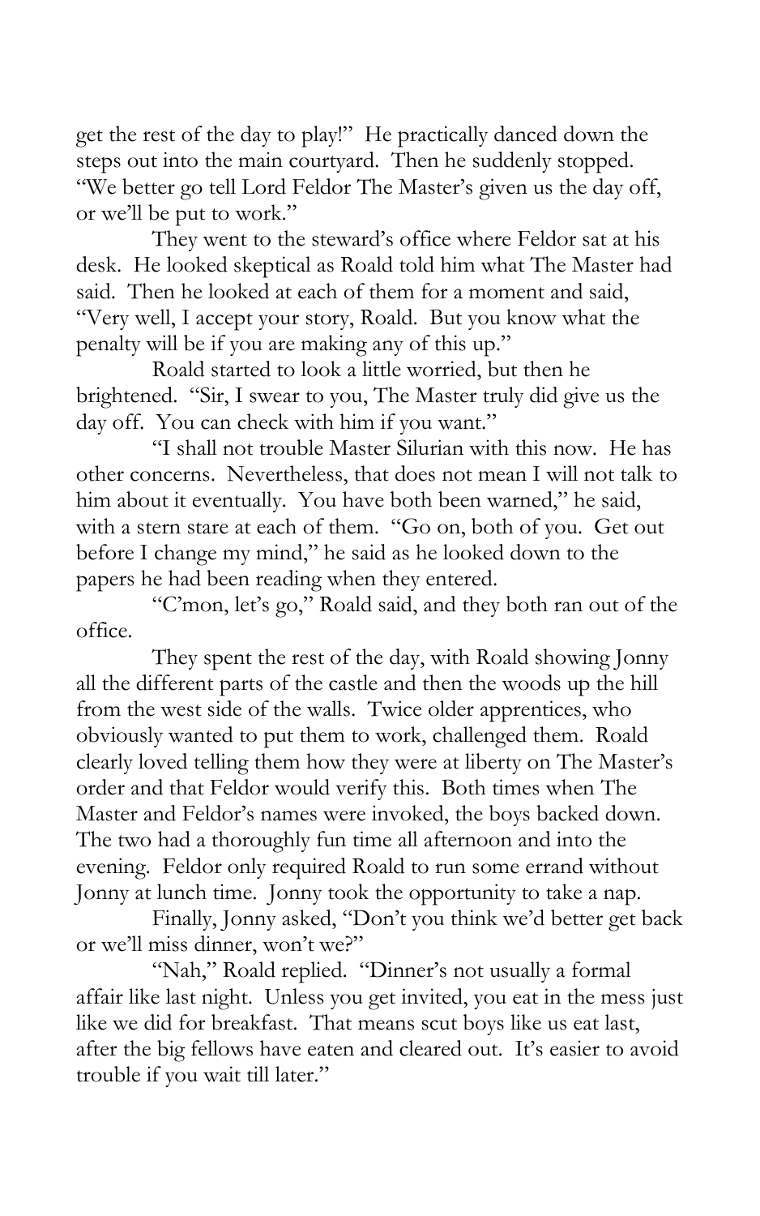get the rest of the day to play!" He practically danced down the steps out into the main courtyard. Then he suddenly stopped. "We better go tell Lord Feldor The Master's given us the day off, or we'll be put to work."

They went to the steward's office where Feldor sat at his desk. He looked skeptical as Roald told him what The Master had said. Then he looked at each of them for a moment and said, "Very well, I accept your story, Roald. But you know what the penalty will be if you are making any of this up."

Roald started to look a little worried, but then he brightened. "Sir, I swear to you, The Master truly did give us the day off. You can check with him if you want."

"I shall not trouble Master Silurian with this now. He has other concerns. Nevertheless, that does not mean I will not talk to him about it eventually. You have both been warned," he said, with a stern stare at each of them. "Go on, both of you. Get out before I change my mind," he said as he looked down to the papers he had been reading when they entered.

"C'mon, let's go," Roald said, and they both ran out of the office.

They spent the rest of the day, with Roald showing Jonny all the different parts of the castle and then the woods up the hill from the west side of the walls. Twice older apprentices, who obviously wanted to put them to work, challenged them. Roald clearly loved telling them how they were at liberty on The Master's order and that Feldor would verify this. Both times when The Master and Feldor's names were invoked, the boys backed down. The two had a thoroughly fun time all afternoon and into the evening. Feldor only required Roald to run some errand without Jonny at lunch time. Jonny took the opportunity to take a nap.

Finally, Jonny asked, "Don't you think we'd better get back or we'll miss dinner, won't we?"

"Nah," Roald replied. "Dinner's not usually a formal affair like last night. Unless you get invited, you eat in the mess just like we did for breakfast. That means scut boys like us eat last, after the big fellows have eaten and cleared out. It's easier to avoid trouble if you wait till later."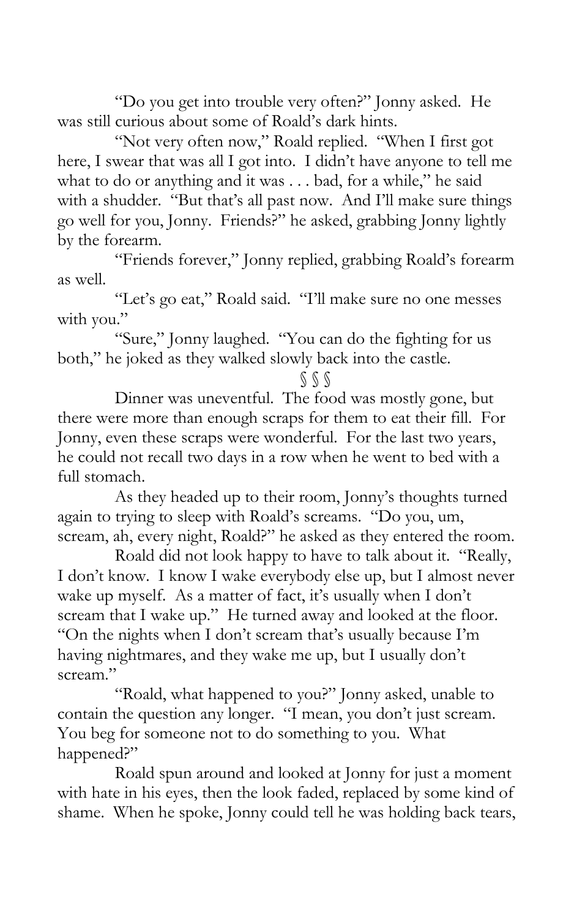"Do you get into trouble very often?" Jonny asked. He was still curious about some of Roald's dark hints.

"Not very often now," Roald replied. "When I first got here, I swear that was all I got into. I didn't have anyone to tell me what to do or anything and it was . . . bad, for a while," he said with a shudder. "But that's all past now. And I'll make sure things go well for you, Jonny. Friends?" he asked, grabbing Jonny lightly by the forearm.

"Friends forever," Jonny replied, grabbing Roald's forearm as well.

"Let's go eat," Roald said. "I'll make sure no one messes with you."

"Sure," Jonny laughed. "You can do the fighting for us both," he joked as they walked slowly back into the castle.

§ § §

Dinner was uneventful. The food was mostly gone, but there were more than enough scraps for them to eat their fill. For Jonny, even these scraps were wonderful. For the last two years, he could not recall two days in a row when he went to bed with a full stomach.

As they headed up to their room, Jonny's thoughts turned again to trying to sleep with Roald's screams. "Do you, um, scream, ah, every night, Roald?" he asked as they entered the room.

Roald did not look happy to have to talk about it. "Really, I don't know. I know I wake everybody else up, but I almost never wake up myself. As a matter of fact, it's usually when I don't scream that I wake up." He turned away and looked at the floor. "On the nights when I don't scream that's usually because I'm having nightmares, and they wake me up, but I usually don't scream."

"Roald, what happened to you?" Jonny asked, unable to contain the question any longer. "I mean, you don't just scream. You beg for someone not to do something to you. What happened?"

Roald spun around and looked at Jonny for just a moment with hate in his eyes, then the look faded, replaced by some kind of shame. When he spoke, Jonny could tell he was holding back tears,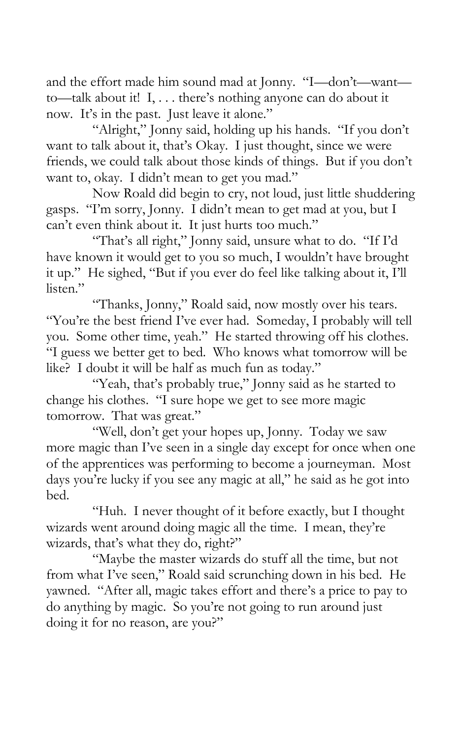and the effort made him sound mad at Jonny. "I—don't—want—to—talk about it! I, . . . there's nothing anyone can do about it now. It's in the past. Just leave it alone."

"Alright," Jonny said, holding up his hands. "If you don't want to talk about it, that's Okay. I just thought, since we were friends, we could talk about those kinds of things. But if you don't want to, okay. I didn't mean to get you mad."

Now Roald did begin to cry, not loud, just little shuddering gasps. "I'm sorry, Jonny. I didn't mean to get mad at you, but I can't even think about it. It just hurts too much."

"That's all right," Jonny said, unsure what to do. "If I'd have known it would get to you so much, I wouldn't have brought it up." He sighed, "But if you ever do feel like talking about it, I'll listen."

"Thanks, Jonny," Roald said, now mostly over his tears. "You're the best friend I've ever had. Someday, I probably will tell you. Some other time, yeah." He started throwing off his clothes. "I guess we better get to bed. Who knows what tomorrow will be like? I doubt it will be half as much fun as today."

"Yeah, that's probably true," Jonny said as he started to change his clothes. "I sure hope we get to see more magic tomorrow. That was great."

"Well, don't get your hopes up, Jonny. Today we saw more magic than I've seen in a single day except for once when one of the apprentices was performing to become a journeyman. Most days you're lucky if you see any magic at all," he said as he got into bed.

"Huh. I never thought of it before exactly, but I thought wizards went around doing magic all the time. I mean, they're wizards, that's what they do, right?"

"Maybe the master wizards do stuff all the time, but not from what I've seen," Roald said scrunching down in his bed. He yawned. "After all, magic takes effort and there's a price to pay to do anything by magic. So you're not going to run around just doing it for no reason, are you?"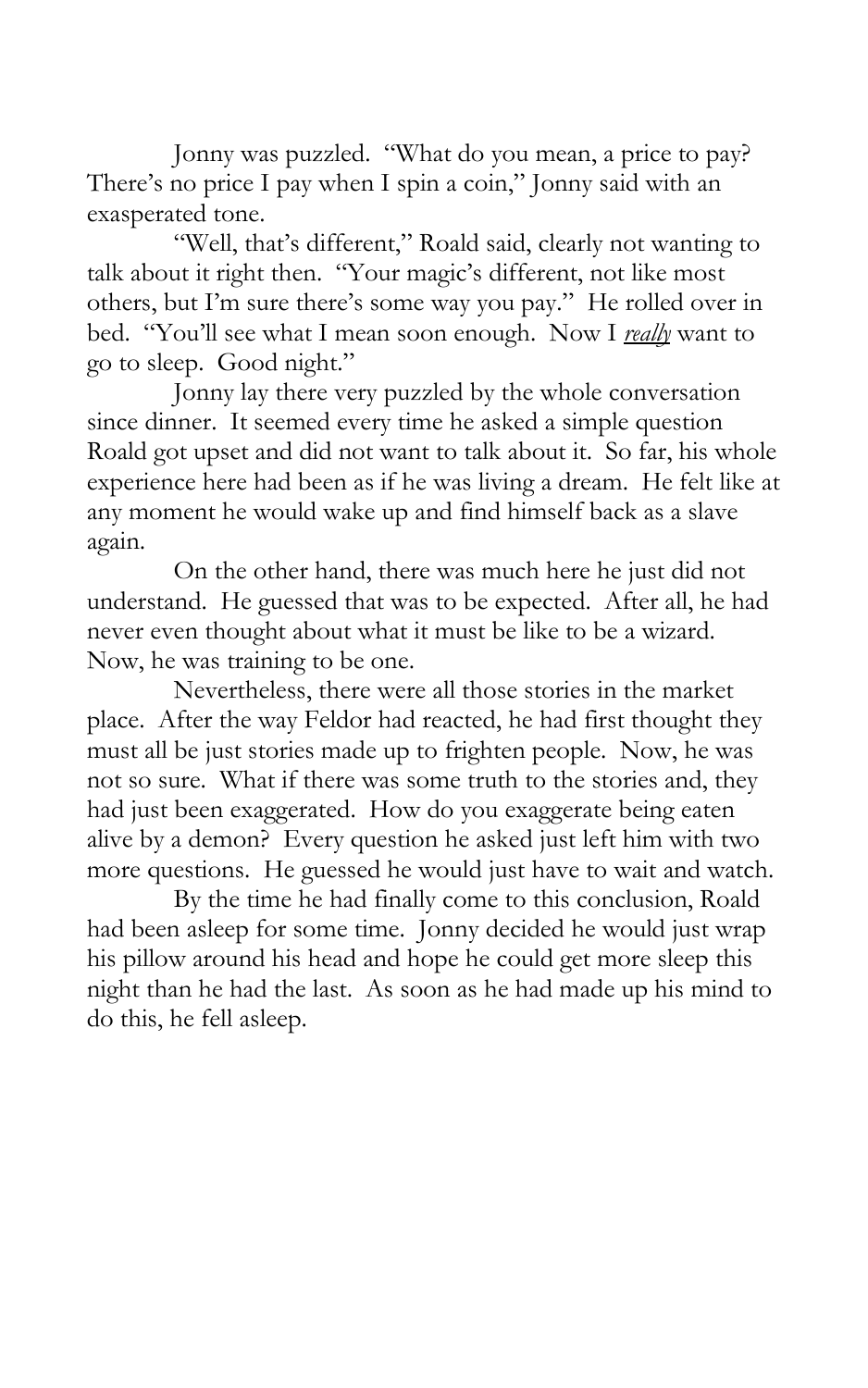Jonny was puzzled. "What do you mean, a price to pay? There's no price I pay when I spin a coin," Jonny said with an exasperated tone.

"Well, that's different," Roald said, clearly not wanting to talk about it right then. "Your magic's different, not like most others, but I'm sure there's some way you pay." He rolled over in bed. "You'll see what I mean soon enough. Now I ***really*** want to go to sleep. Good night."

Jonny lay there very puzzled by the whole conversation since dinner. It seemed every time he asked a simple question Roald got upset and did not want to talk about it. So far, his whole experience here had been as if he was living a dream. He felt like at any moment he would wake up and find himself back as a slave again.

On the other hand, there was much here he just did not understand. He guessed that was to be expected. After all, he had never even thought about what it must be like to be a wizard. Now, he was training to be one.

Nevertheless, there were all those stories in the market place. After the way Feldor had reacted, he had first thought they must all be just stories made up to frighten people. Now, he was not so sure. What if there was some truth to the stories and, they had just been exaggerated. How do you exaggerate being eaten alive by a demon? Every question he asked just left him with two more questions. He guessed he would just have to wait and watch.

By the time he had finally come to this conclusion, Roald had been asleep for some time. Jonny decided he would just wrap his pillow around his head and hope he could get more sleep this night than he had the last. As soon as he had made up his mind to do this, he fell asleep.